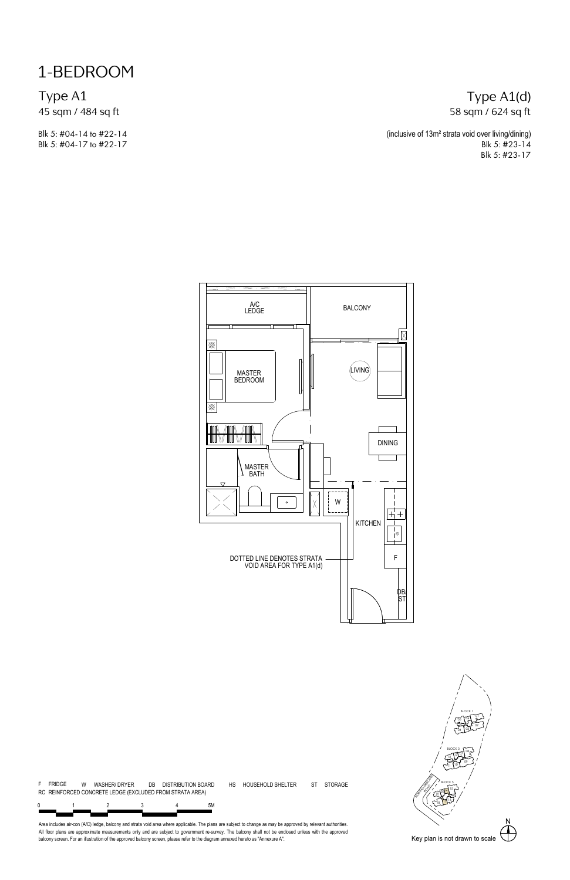# 1-BEDROOM

## Type A1

45 sqm / 484 sq ft

Blk 5: #04-14 to #22-14
Blk 5: #04-17 to #22-17

## Type A1(d)

58 sqm / 624 sq ft

(inclusive of 13m² strata void over living/dining)
Blk 5: #23-14
Blk 5: #23-17

A/C LEDGE

BALCONY

MASTER BEDROOM

LIVING

DINING

MASTER BATH

W

KITCHEN

F

DB/ST

DOTTED LINE DENOTES STRATA VOID AREA FOR TYPE A1(d)

F FRIDGE W WASHER/ DRYER DB DISTRIBUTION BOARD HS HOUSEHOLD SHELTER ST STORAGE
RC REINFORCED CONCRETE LEDGE (EXCLUDED FROM STRATA AREA)

0 1 2 3 4 5M

Area includes air-con (A/C) ledge, balcony and strata void area where applicable. The plans are subject to change as may be approved by relevant authorities. All floor plans are approximate measurements only and are subject to government re-survey. The balcony shall not be enclosed unless with the approved balcony screen. For an illustration of the approved balcony screen, please refer to the diagram annexed hereto as "Annexure A".

BLOCK 1

BLOCK 3

BLOCK 5

N

Key plan is not drawn to scale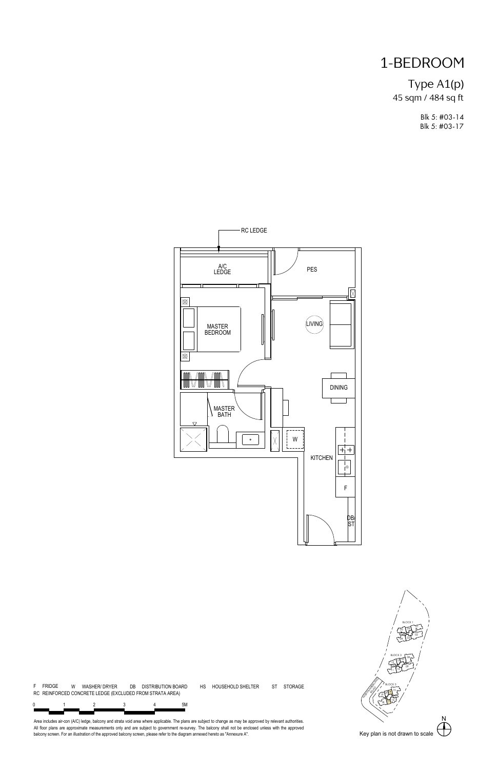# 1-BEDROOM

## Type A1(p)

45 sqm / 484 sq ft

Blk 5: #03-14
Blk 5: #03-17

RC LEDGE

A/C LEDGE

PES

MASTER BEDROOM

LIVING

DINING

MASTER BATH

W

KITCHEN

F

DB/ST

F FRIDGE W WASHER/ DRYER DB DISTRIBUTION BOARD HS HOUSEHOLD SHELTER ST STORAGE
RC REINFORCED CONCRETE LEDGE (EXCLUDED FROM STRATA AREA)

0 1 2 3 4 5M

Area includes air-con (A/C) ledge, balcony and strata void area where applicable. The plans are subject to change as may be approved by relevant authorities. All floor plans are approximate measurements only and are subject to government re-survey. The balcony shall not be enclosed unless with the approved balcony screen. For an illustration of the approved balcony screen, please refer to the diagram annexed hereto as "Annexure A".

Key plan is not drawn to scale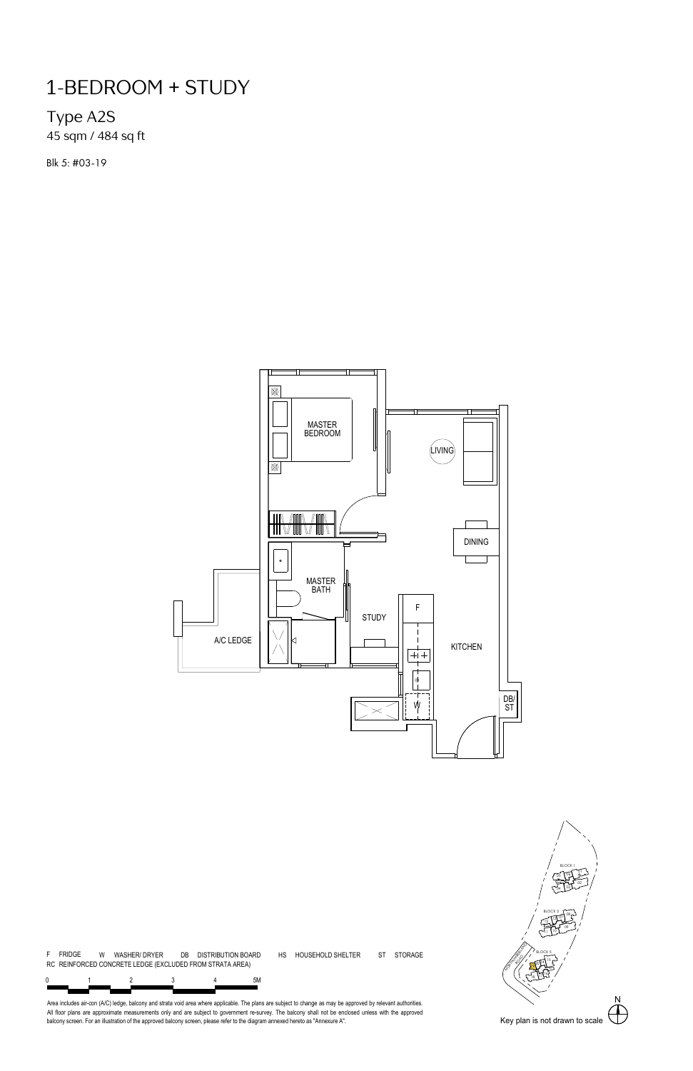# 1-BEDROOM + STUDY

## Type A2S

45 sqm / 484 sq ft

Blk 5: #03-19

MASTER BEDROOM

LIVING

DINING

MASTER BATH

STUDY

KITCHEN

A/C LEDGE

F

W

DB/ ST

F FRIDGE   W WASHER/ DRYER   DB DISTRIBUTION BOARD   HS HOUSEHOLD SHELTER   ST STORAGE

RC REINFORCED CONCRETE LEDGE (EXCLUDED FROM STRATA AREA)

0 1 2 3 4 5M

Area includes air-con (A/C) ledge, balcony and strata void area where applicable. The plans are subject to change as may be approved by relevant authorities. All floor plans are approximate measurements only and are subject to government re-survey. The balcony shall not be enclosed unless with the approved balcony screen. For an illustration of the approved balcony screen, please refer to the diagram annexed hereto as "Annexure A".

BLOCK 1

BLOCK 3

BLOCK 5

N

Key plan is not drawn to scale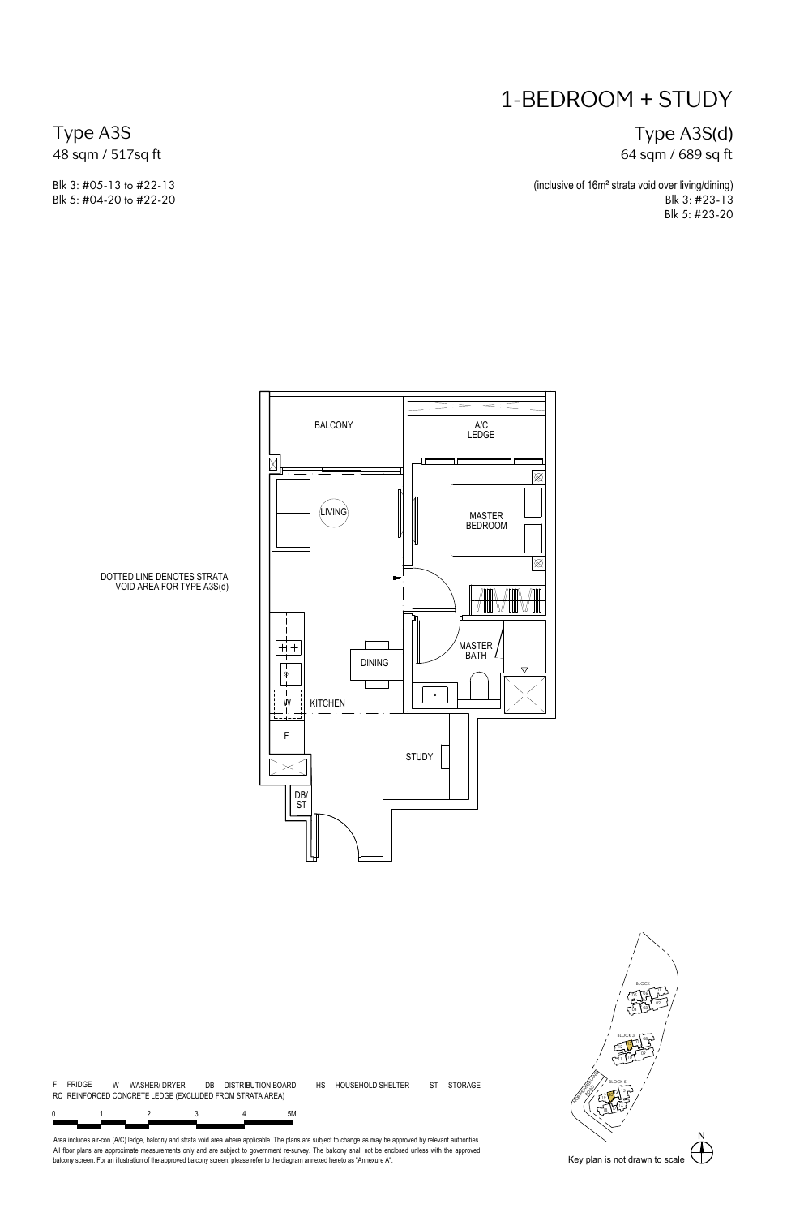# 1-BEDROOM + STUDY

## Type A3S

48 sqm / 517sq ft

Blk 3: #05-13 to #22-13
Blk 5: #04-20 to #22-20

## Type A3S(d)

64 sqm / 689 sq ft

(inclusive of 16m² strata void over living/dining)
Blk 3: #23-13
Blk 5: #23-20

BALCONY

A/C LEDGE

LIVING

MASTER BEDROOM

DOTTED LINE DENOTES STRATA VOID AREA FOR TYPE A3S(d)

DINING

MASTER BATH

W

KITCHEN

F

STUDY

DB/ST

F FRIDGE W WASHER/ DRYER DB DISTRIBUTION BOARD HS HOUSEHOLD SHELTER ST STORAGE
RC REINFORCED CONCRETE LEDGE (EXCLUDED FROM STRATA AREA)

0 1 2 3 4 5M

Area includes air-con (A/C) ledge, balcony and strata void area where applicable. The plans are subject to change as may be approved by relevant authorities. All floor plans are approximate measurements only and are subject to government re-survey. The balcony shall not be enclosed unless with the approved balcony screen. For an illustration of the approved balcony screen, please refer to the diagram annexed hereto as "Annexure A".

BLOCK 1

BLOCK 3

BLOCK 5

N

Key plan is not drawn to scale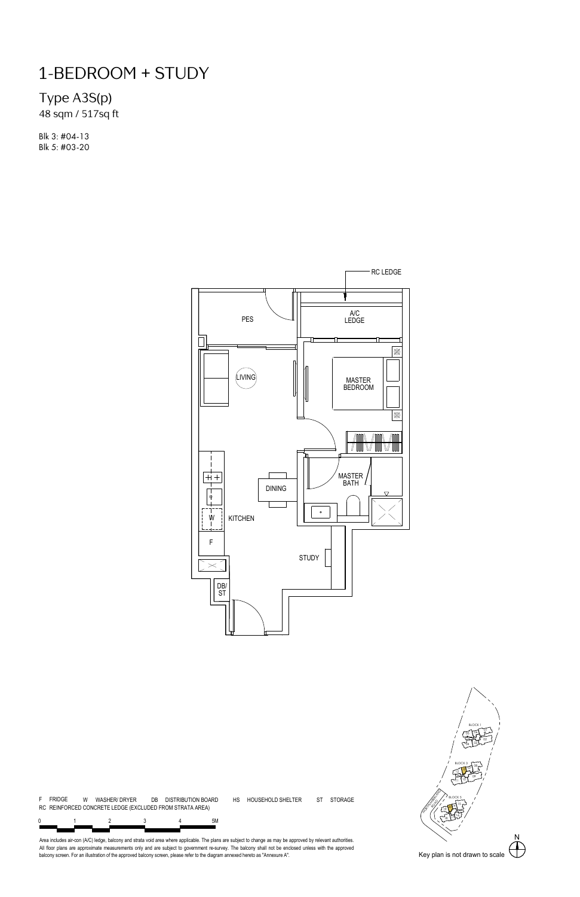# 1-BEDROOM + STUDY

## Type A3S(p)

48 sqm / 517sq ft

Blk 3: #04-13
Blk 5: #03-20

RC LEDGE

PES

A/C LEDGE

LIVING

MASTER BEDROOM

DINING

MASTER BATH

W

KITCHEN

F

STUDY

DB/ST

F FRIDGE W WASHER/ DRYER DB DISTRIBUTION BOARD HS HOUSEHOLD SHELTER ST STORAGE
RC REINFORCED CONCRETE LEDGE (EXCLUDED FROM STRATA AREA)

0 1 2 3 4 5M

Area includes air-con (A/C) ledge, balcony and strata void area where applicable. The plans are subject to change as may be approved by relevant authorities. All floor plans are approximate measurements only and are subject to government re-survey. The balcony shall not be enclosed unless with the approved balcony screen. For an illustration of the approved balcony screen, please refer to the diagram annexed hereto as "Annexure A".

BLOCK 1

BLOCK 3

BLOCK 5

N

Key plan is not drawn to scale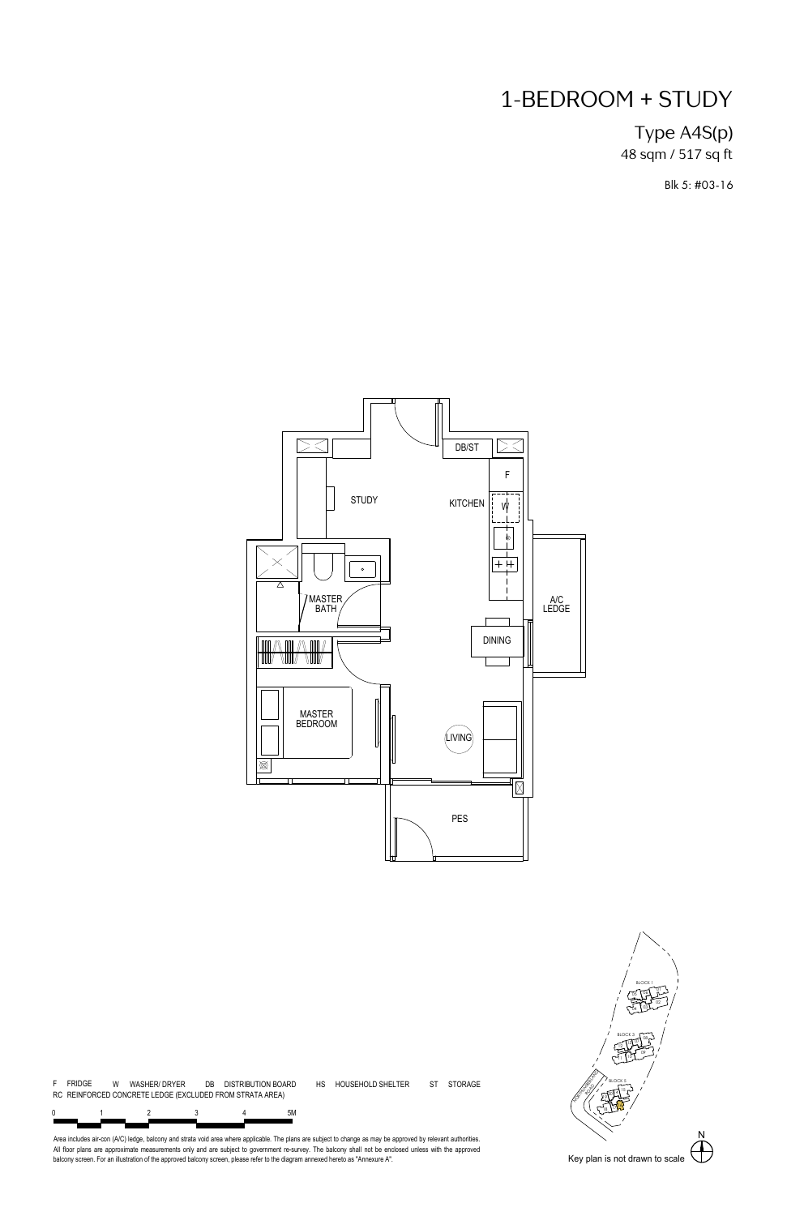# 1-BEDROOM + STUDY

## Type A4S(p)

48 sqm / 517 sq ft

Blk 5: #03-16

STUDY

KITCHEN

DB/ST

F

W

A/C LEDGE

MASTER BATH

DINING

MASTER BEDROOM

LIVING

PES

F FRIDGE W WASHER/ DRYER DB DISTRIBUTION BOARD HS HOUSEHOLD SHELTER ST STORAGE
RC REINFORCED CONCRETE LEDGE (EXCLUDED FROM STRATA AREA)

0 1 2 3 4 5M

Area includes air-con (A/C) ledge, balcony and strata void area where applicable. The plans are subject to change as may be approved by relevant authorities. All floor plans are approximate measurements only and are subject to government re-survey. The balcony shall not be enclosed unless with the approved balcony screen. For an illustration of the approved balcony screen, please refer to the diagram annexed hereto as "Annexure A".

BLOCK 1

BLOCK 3

BLOCK 5

N

Key plan is not drawn to scale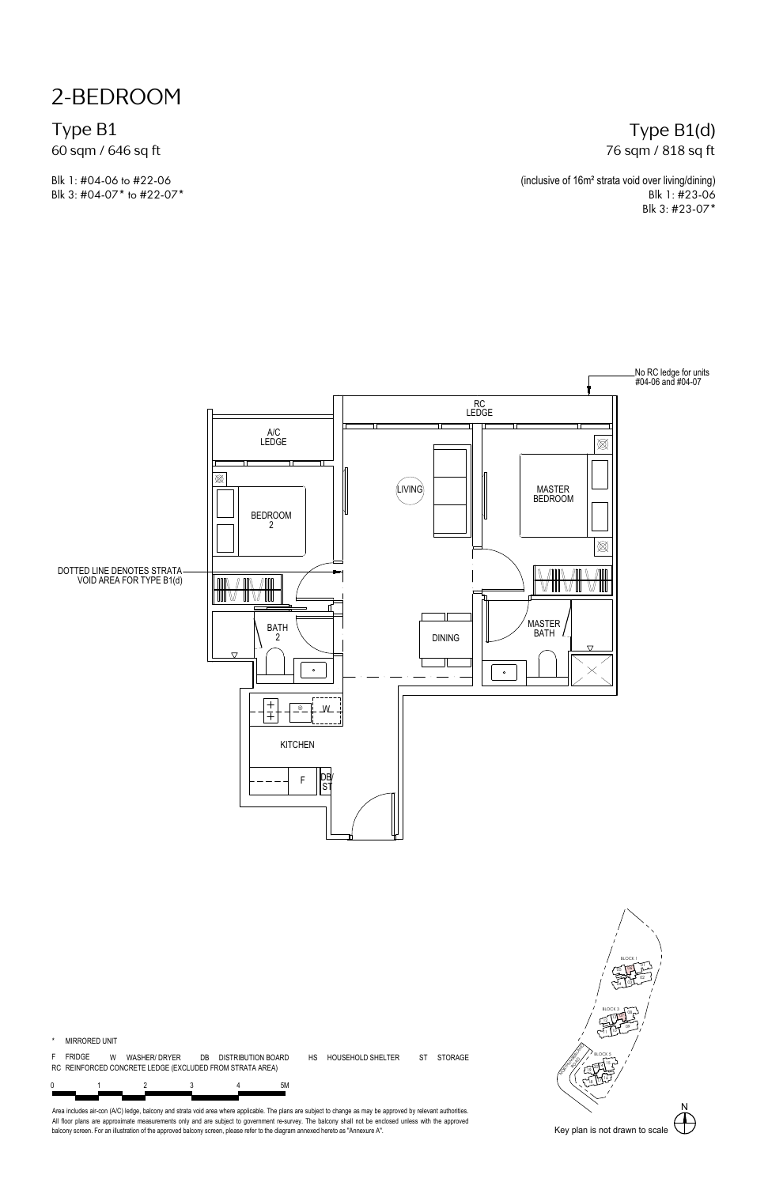# 2-BEDROOM

## Type B1

60 sqm / 646 sq ft

Blk 1: #04-06 to #22-06
Blk 3: #04-07* to #22-07*

## Type B1(d)

76 sqm / 818 sq ft

(inclusive of 16m² strata void over living/dining)
Blk 1: #23-06
Blk 3: #23-07*

No RC ledge for units #04-06 and #04-07

RC LEDGE

A/C LEDGE

LIVING

MASTER BEDROOM

BEDROOM 2

DOTTED LINE DENOTES STRATA VOID AREA FOR TYPE B1(d)

BATH 2

DINING

MASTER BATH

W

KITCHEN

F

DB/ ST

\* MIRRORED UNIT

F FRIDGE W WASHER/ DRYER DB DISTRIBUTION BOARD HS HOUSEHOLD SHELTER ST STORAGE
RC REINFORCED CONCRETE LEDGE (EXCLUDED FROM STRATA AREA)

0 1 2 3 4 5M

Area includes air-con (A/C) ledge, balcony and strata void area where applicable. The plans are subject to change as may be approved by relevant authorities. All floor plans are approximate measurements only and are subject to government re-survey. The balcony shall not be enclosed unless with the approved balcony screen. For an illustration of the approved balcony screen, please refer to the diagram annexed hereto as "Annexure A".

BLOCK 1

BLOCK 3

BLOCK 2

N

Key plan is not drawn to scale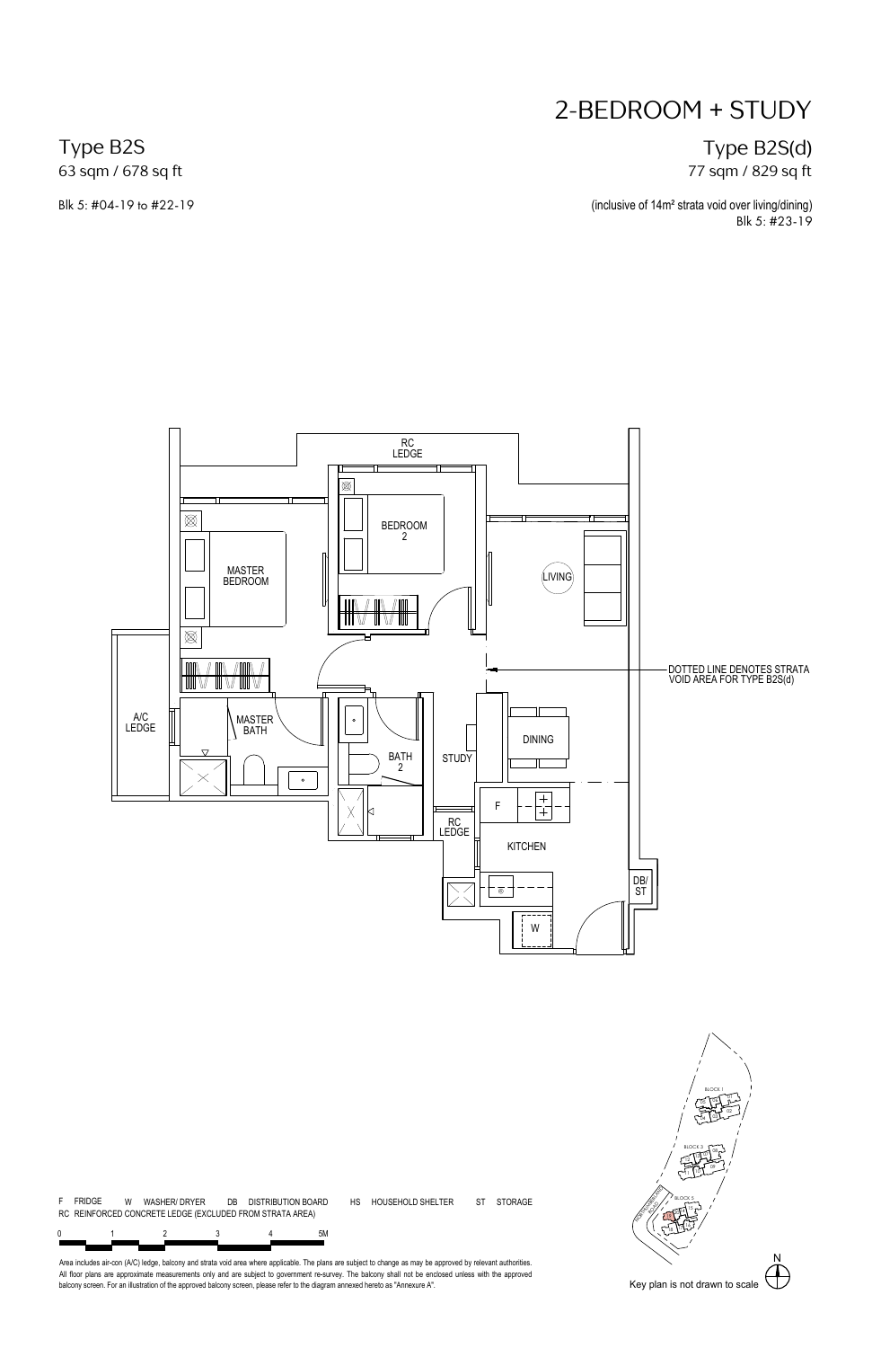# 2-BEDROOM + STUDY

**Type B2S**
63 sqm / 678 sq ft

Blk 5: #04-19 to #22-19

**Type B2S(d)**
77 sqm / 829 sq ft

(inclusive of 14m² strata void over living/dining)
Blk 5: #23-19

RC LEDGE

BEDROOM 2

MASTER BEDROOM

LIVING

DOTTED LINE DENOTES STRATA VOID AREA FOR TYPE B2S(d)

A/C LEDGE

MASTER BATH

BATH 2

STUDY

DINING

F

RC LEDGE

KITCHEN

DB/ST

W

F FRIDGE W WASHER/ DRYER DB DISTRIBUTION BOARD HS HOUSEHOLD SHELTER ST STORAGE
RC REINFORCED CONCRETE LEDGE (EXCLUDED FROM STRATA AREA)

0 1 2 3 4 5M

Area includes air-con (A/C) ledge, balcony and strata void area where applicable. The plans are subject to change as may be approved by relevant authorities. All floor plans are approximate measurements only and are subject to government re-survey. The balcony shall not be enclosed unless with the approved balcony screen. For an illustration of the approved balcony screen, please refer to the diagram annexed hereto as "Annexure A".

BLOCK 1

BLOCK 3

BLOCK 5

N

Key plan is not drawn to scale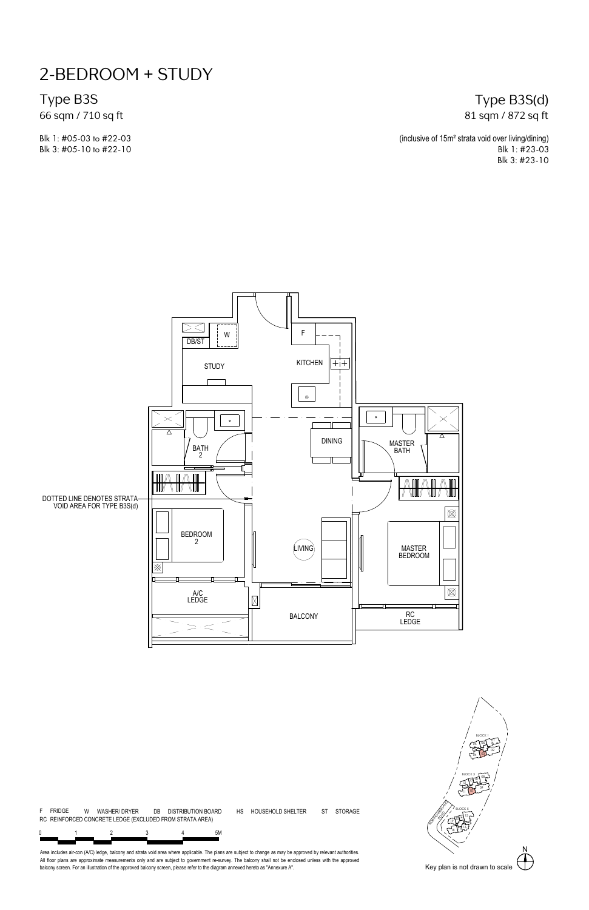# 2-BEDROOM + STUDY

## Type B3S

66 sqm / 710 sq ft

Blk 1: #05-03 to #22-03
Blk 3: #05-10 to #22-10

## Type B3S(d)

81 sqm / 872 sq ft

(inclusive of 15m² strata void over living/dining)
Blk 1: #23-03
Blk 3: #23-10

DB/ST W STUDY KITCHEN F BATH 2 DINING MASTER BATH DOTTED LINE DENOTES STRATA VOID AREA FOR TYPE B3S(d) BEDROOM 2 LIVING MASTER BEDROOM A/C LEDGE BALCONY RC LEDGE

F FRIDGE W WASHER/ DRYER DB DISTRIBUTION BOARD HS HOUSEHOLD SHELTER ST STORAGE
RC REINFORCED CONCRETE LEDGE (EXCLUDED FROM STRATA AREA)

0 1 2 3 4 5M

Area includes air-con (A/C) ledge, balcony and strata void area where applicable. The plans are subject to change as may be approved by relevant authorities. All floor plans are approximate measurements only and are subject to government re-survey. The balcony shall not be enclosed unless with the approved balcony screen. For an illustration of the approved balcony screen, please refer to the diagram annexed hereto as "Annexure A".

Key plan is not drawn to scale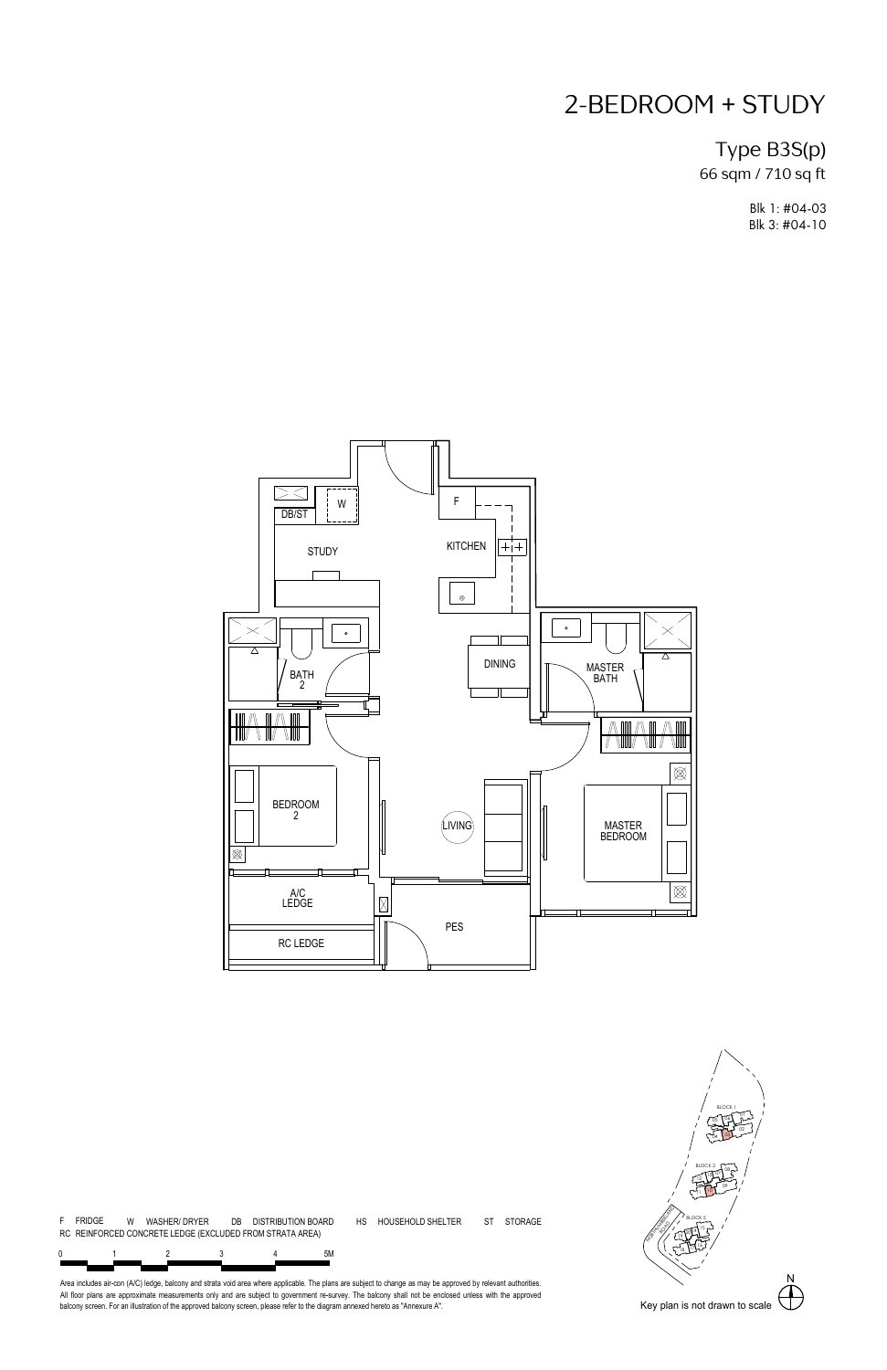# 2-BEDROOM + STUDY

## Type B3S(p)

66 sqm / 710 sq ft

Blk 1: #04-03
Blk 3: #04-10

DB/ST W STUDY KITCHEN F DINING BATH 2 MASTER BATH BEDROOM 2 LIVING MASTER BEDROOM A/C LEDGE PES RC LEDGE

F FRIDGE W WASHER/ DRYER DB DISTRIBUTION BOARD HS HOUSEHOLD SHELTER ST STORAGE
RC REINFORCED CONCRETE LEDGE (EXCLUDED FROM STRATA AREA)

0 1 2 3 4 5M

Area includes air-con (A/C) ledge, balcony and strata void area where applicable. The plans are subject to change as may be approved by relevant authorities. All floor plans are approximate measurements only and are subject to government re-survey. The balcony shall not be enclosed unless with the approved balcony screen. For an illustration of the approved balcony screen, please refer to the diagram annexed hereto as "Annexure A".

BLOCK 1 BLOCK 3 BLOCK 5

N

Key plan is not drawn to scale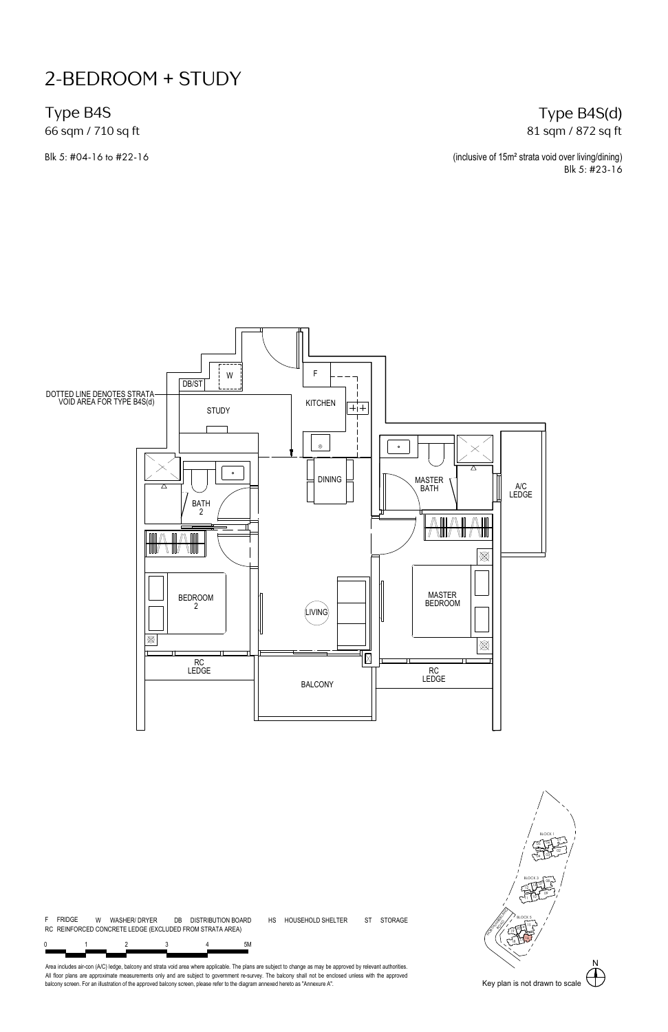# 2-BEDROOM + STUDY

## Type B4S

66 sqm / 710 sq ft

Blk 5: #04-16 to #22-16

## Type B4S(d)

81 sqm / 872 sq ft

(inclusive of 15m² strata void over living/dining)
Blk 5: #23-16

DOTTED LINE DENOTES STRATA VOID AREA FOR TYPE B4S(d)

DB/ST, W, F, STUDY, KITCHEN, DINING, BATH 2, MASTER BATH, A/C LEDGE, BEDROOM 2, LIVING, MASTER BEDROOM, RC LEDGE, BALCONY, RC LEDGE

F FRIDGE W WASHER/ DRYER DB DISTRIBUTION BOARD HS HOUSEHOLD SHELTER ST STORAGE
RC REINFORCED CONCRETE LEDGE (EXCLUDED FROM STRATA AREA)

0 1 2 3 4 5M

Area includes air-con (A/C) ledge, balcony and strata void area where applicable. The plans are subject to change as may be approved by relevant authorities. All floor plans are approximate measurements only and are subject to government re-survey. The balcony shall not be enclosed unless with the approved balcony screen. For an illustration of the approved balcony screen, please refer to the diagram annexed hereto as "Annexure A".

BLOCK 1, BLOCK 3, BLOCK 5

N

Key plan is not drawn to scale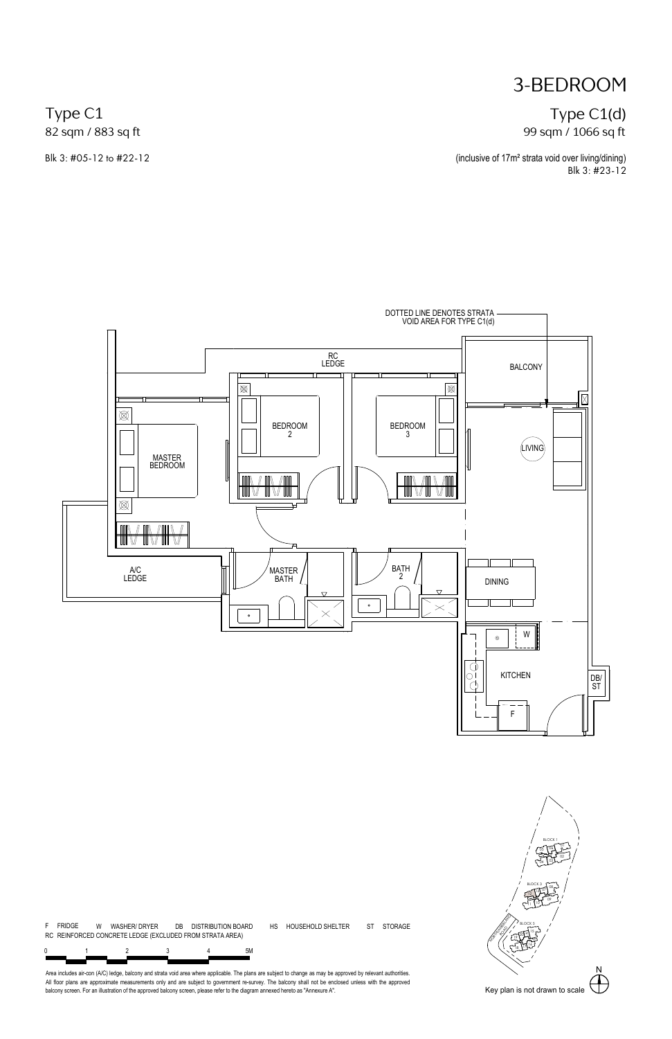# 3-BEDROOM

## Type C1

82 sqm / 883 sq ft

Blk 3: #05-12 to #22-12

## Type C1(d)

99 sqm / 1066 sq ft

(inclusive of 17m² strata void over living/dining)

Blk 3: #23-12

DOTTED LINE DENOTES STRATA VOID AREA FOR TYPE C1(d)

RC LEDGE

BALCONY

BEDROOM 2

BEDROOM 3

MASTER BEDROOM

LIVING

A/C LEDGE

MASTER BATH

BATH 2

DINING

W

KITCHEN

DB/ST

F

F FRIDGE W WASHER/ DRYER DB DISTRIBUTION BOARD HS HOUSEHOLD SHELTER ST STORAGE

RC REINFORCED CONCRETE LEDGE (EXCLUDED FROM STRATA AREA)

0 1 2 3 4 5M

Area includes air-con (A/C) ledge, balcony and strata void area where applicable. The plans are subject to change as may be approved by relevant authorities. All floor plans are approximate measurements only and are subject to government re-survey. The balcony shall not be enclosed unless with the approved balcony screen. For an illustration of the approved balcony screen, please refer to the diagram annexed hereto as "Annexure A".

Key plan is not drawn to scale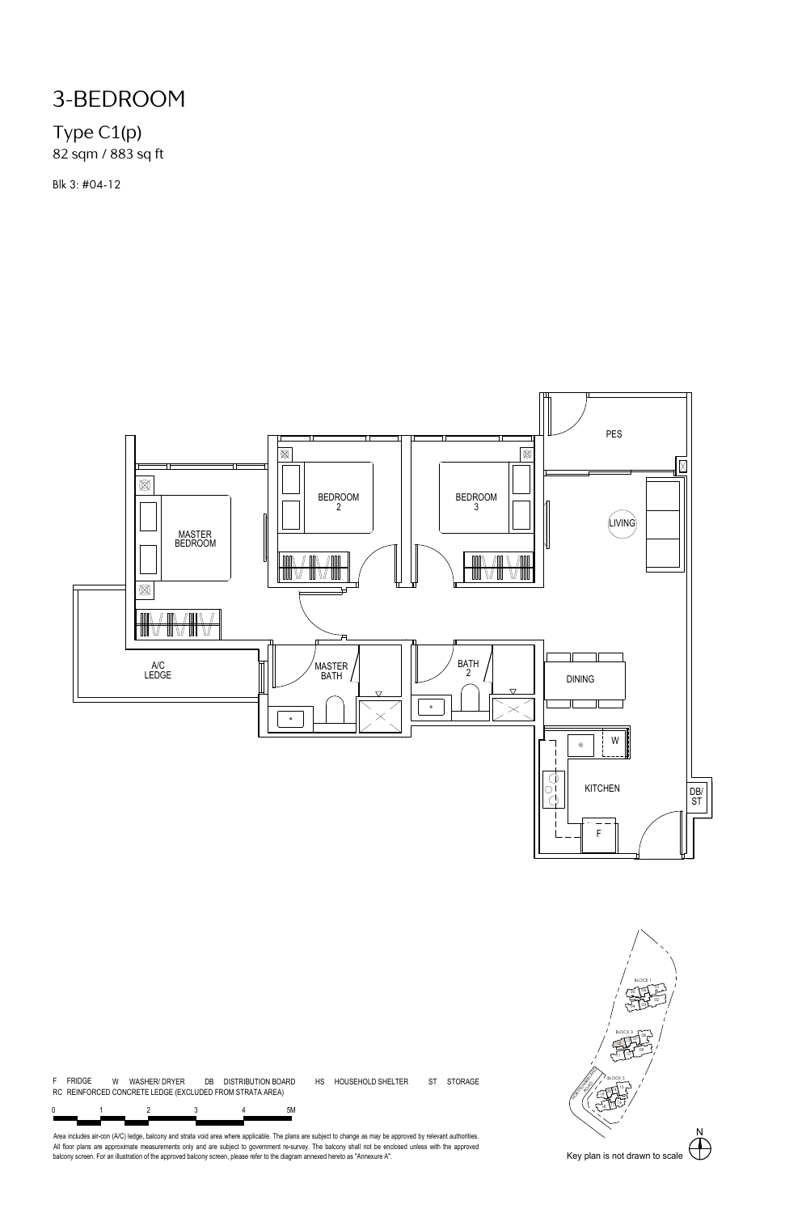# 3-BEDROOM

## Type C1(p)

82 sqm / 883 sq ft

Blk 3: #04-12

PES

LIVING

BEDROOM 2

BEDROOM 3

MASTER BEDROOM

A/C LEDGE

MASTER BATH

BATH 2

DINING

W

KITCHEN

DB/ ST

F

F FRIDGE    W WASHER/ DRYER    DB DISTRIBUTION BOARD    HS HOUSEHOLD SHELTER    ST STORAGE

RC REINFORCED CONCRETE LEDGE (EXCLUDED FROM STRATA AREA)

0 1 2 3 4 5M

Area includes air-con (A/C) ledge, balcony and strata void area where applicable. The plans are subject to change as may be approved by relevant authorities. All floor plans are approximate measurements only and are subject to government re-survey. The balcony shall not be enclosed unless with the approved balcony screen. For an illustration of the approved balcony screen, please refer to the diagram annexed hereto as "Annexure A".

BLOCK 1

BLOCK 3

BLOCK 5

N

Key plan is not drawn to scale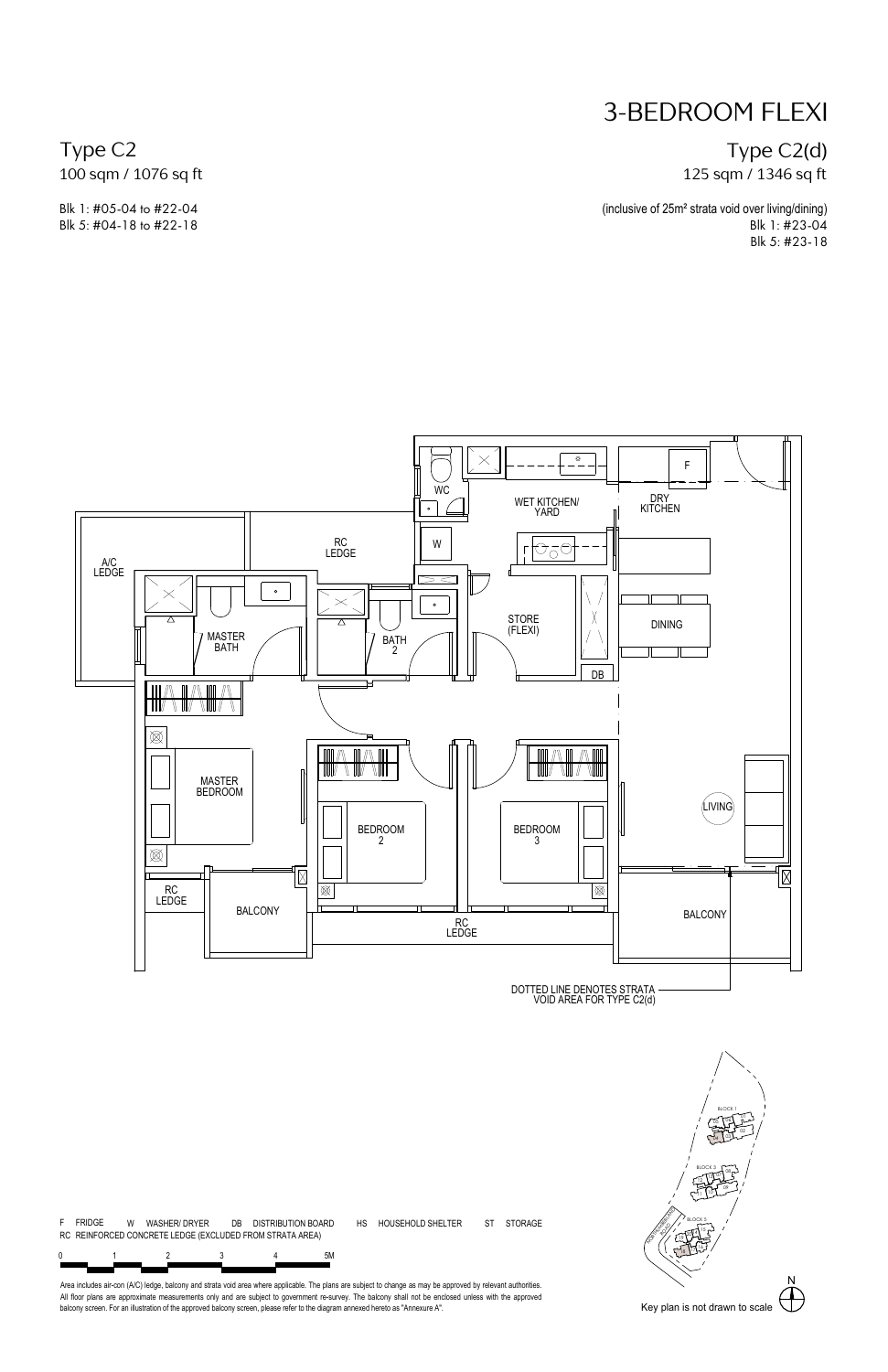# 3-BEDROOM FLEXI

## Type C2

100 sqm / 1076 sq ft

Blk 1: #05-04 to #22-04
Blk 5: #04-18 to #22-18

## Type C2(d)

125 sqm / 1346 sq ft

(inclusive of 25m² strata void over living/dining)
Blk 1: #23-04
Blk 5: #23-18

WC
WET KITCHEN/ YARD
DRY KITCHEN
F
W
A/C LEDGE
RC LEDGE
MASTER BATH
BATH 2
STORE (FLEXI)
DINING
DB
MASTER BEDROOM
BEDROOM 2
BEDROOM 3
LIVING
RC LEDGE
BALCONY
RC LEDGE
BALCONY

DOTTED LINE DENOTES STRATA VOID AREA FOR TYPE C2(d)

F FRIDGE W WASHER/ DRYER DB DISTRIBUTION BOARD HS HOUSEHOLD SHELTER ST STORAGE
RC REINFORCED CONCRETE LEDGE (EXCLUDED FROM STRATA AREA)

0 1 2 3 4 5M

Area includes air-con (A/C) ledge, balcony and strata void area where applicable. The plans are subject to change as may be approved by relevant authorities. All floor plans are approximate measurements only and are subject to government re-survey. The balcony shall not be enclosed unless with the approved balcony screen. For an illustration of the approved balcony screen, please refer to the diagram annexed hereto as "Annexure A".

BLOCK 1
BLOCK 3
BLOCK 5

Key plan is not drawn to scale

N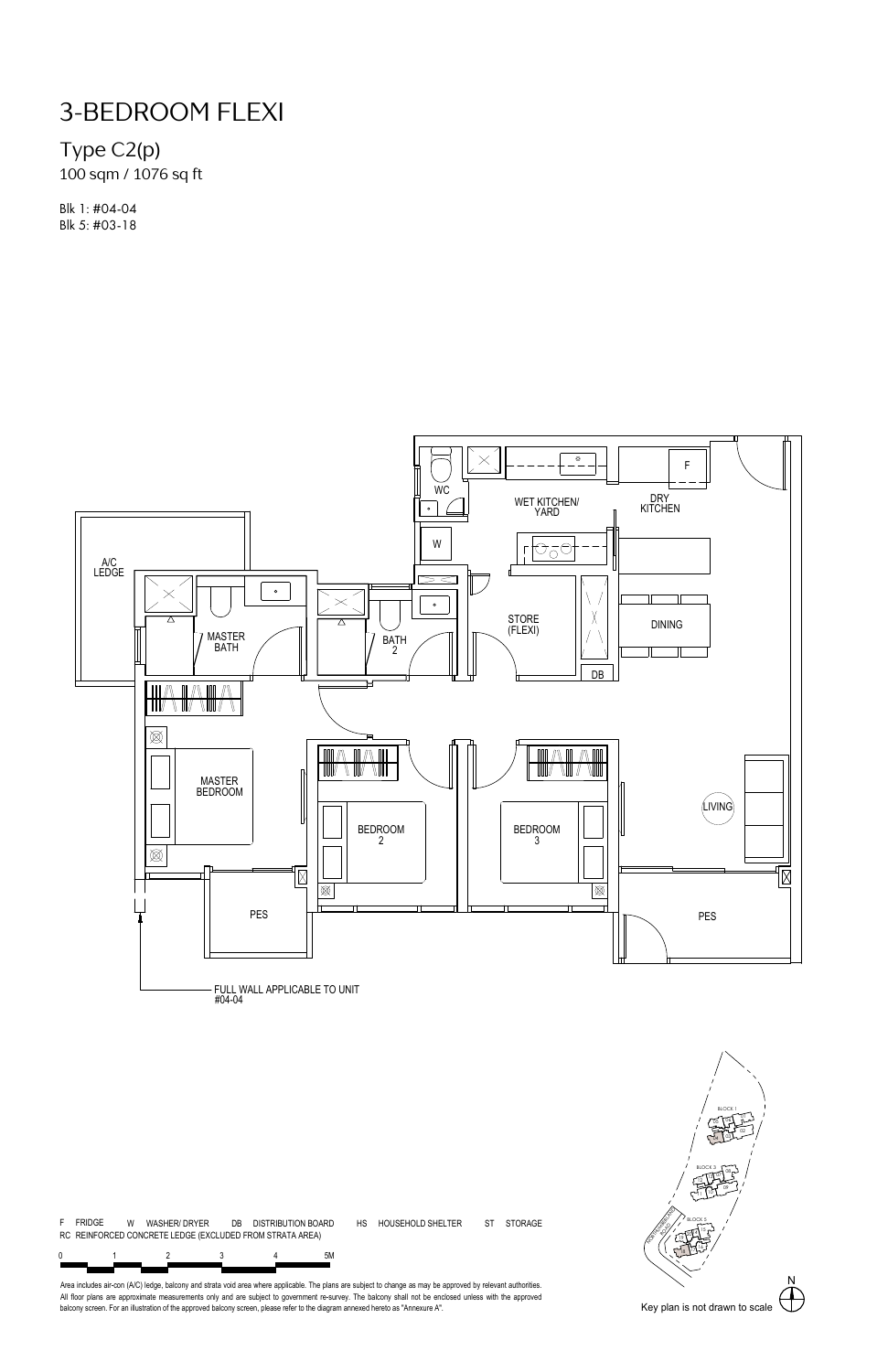# 3-BEDROOM FLEXI

## Type C2(p)

100 sqm / 1076 sq ft

Blk 1: #04-04
Blk 5: #03-18

WC

WET KITCHEN/ YARD

DRY KITCHEN

F

W

A/C LEDGE

MASTER BATH

BATH 2

STORE (FLEXI)

DINING

DB

MASTER BEDROOM

BEDROOM 2

BEDROOM 3

LIVING

PES

PES

FULL WALL APPLICABLE TO UNIT #04-04

F FRIDGE W WASHER/ DRYER DB DISTRIBUTION BOARD HS HOUSEHOLD SHELTER ST STORAGE
RC REINFORCED CONCRETE LEDGE (EXCLUDED FROM STRATA AREA)

0 1 2 3 4 5M

Area includes air-con (A/C) ledge, balcony and strata void area where applicable. The plans are subject to change as may be approved by relevant authorities. All floor plans are approximate measurements only and are subject to government re-survey. The balcony shall not be enclosed unless with the approved balcony screen. For an illustration of the approved balcony screen, please refer to the diagram annexed hereto as "Annexure A".

Key plan is not drawn to scale

N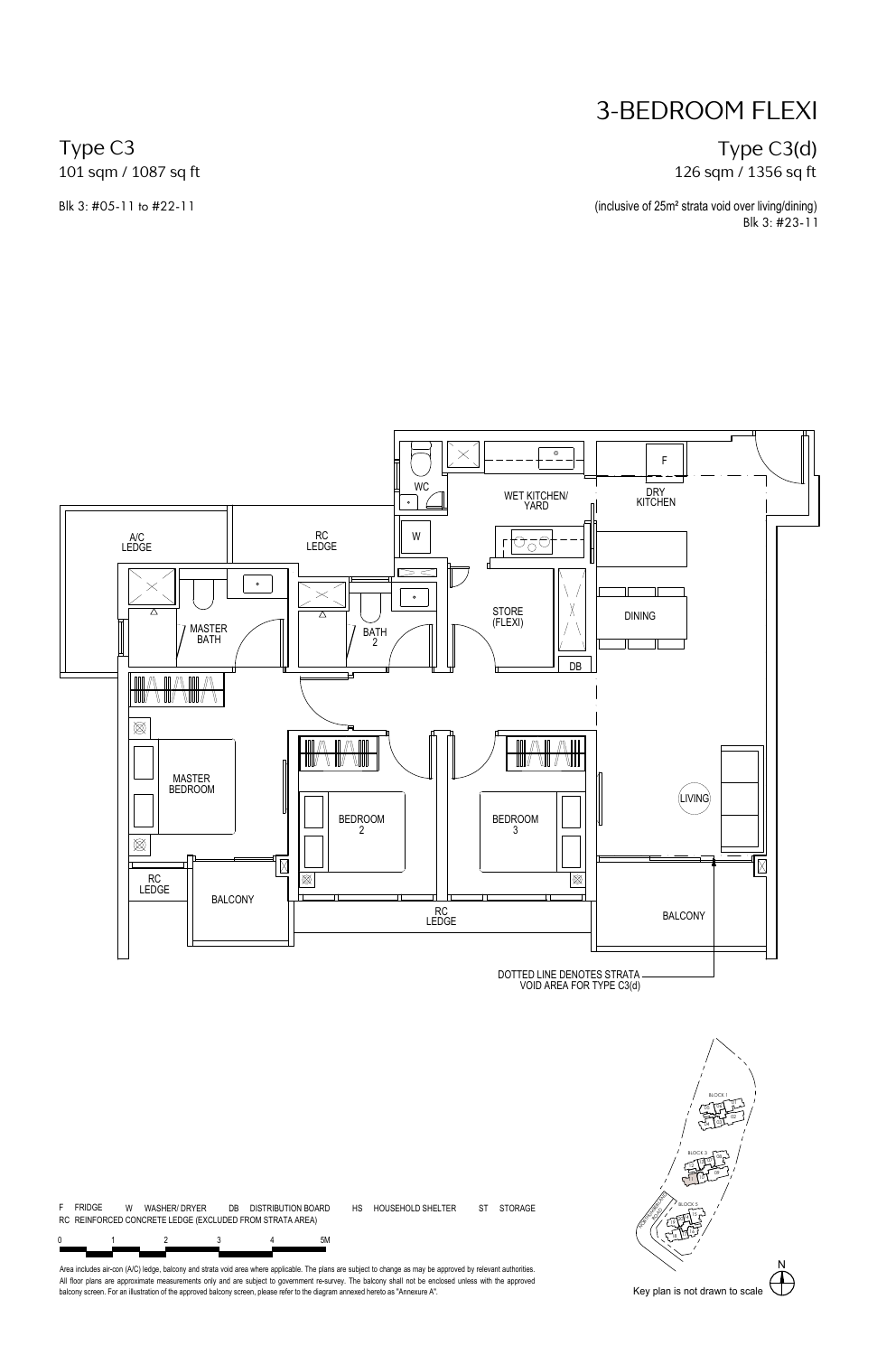# 3-BEDROOM FLEXI

## Type C3

101 sqm / 1087 sq ft

Blk 3: #05-11 to #22-11

## Type C3(d)

126 sqm / 1356 sq ft

(inclusive of 25m² strata void over living/dining)
Blk 3: #23-11

WC
WET KITCHEN/ YARD
DRY KITCHEN
F
A/C LEDGE
RC LEDGE
W
STORE (FLEXI)
DINING
MASTER BATH
BATH 2
DB
MASTER BEDROOM
BEDROOM 2
BEDROOM 3
LIVING
RC LEDGE
BALCONY
RC LEDGE
BALCONY

DOTTED LINE DENOTES STRATA VOID AREA FOR TYPE C3(d)

F FRIDGE   W WASHER/ DRYER   DB DISTRIBUTION BOARD   HS HOUSEHOLD SHELTER   ST STORAGE
RC REINFORCED CONCRETE LEDGE (EXCLUDED FROM STRATA AREA)

0 1 2 3 4 5M

Area includes air-con (A/C) ledge, balcony and strata void area where applicable. The plans are subject to change as may be approved by relevant authorities. All floor plans are approximate measurements only and are subject to government re-survey. The balcony shall not be enclosed unless with the approved balcony screen. For an illustration of the approved balcony screen, please refer to the diagram annexed hereto as "Annexure A".

BLOCK 1
BLOCK 3
BLOCK 2

N

Key plan is not drawn to scale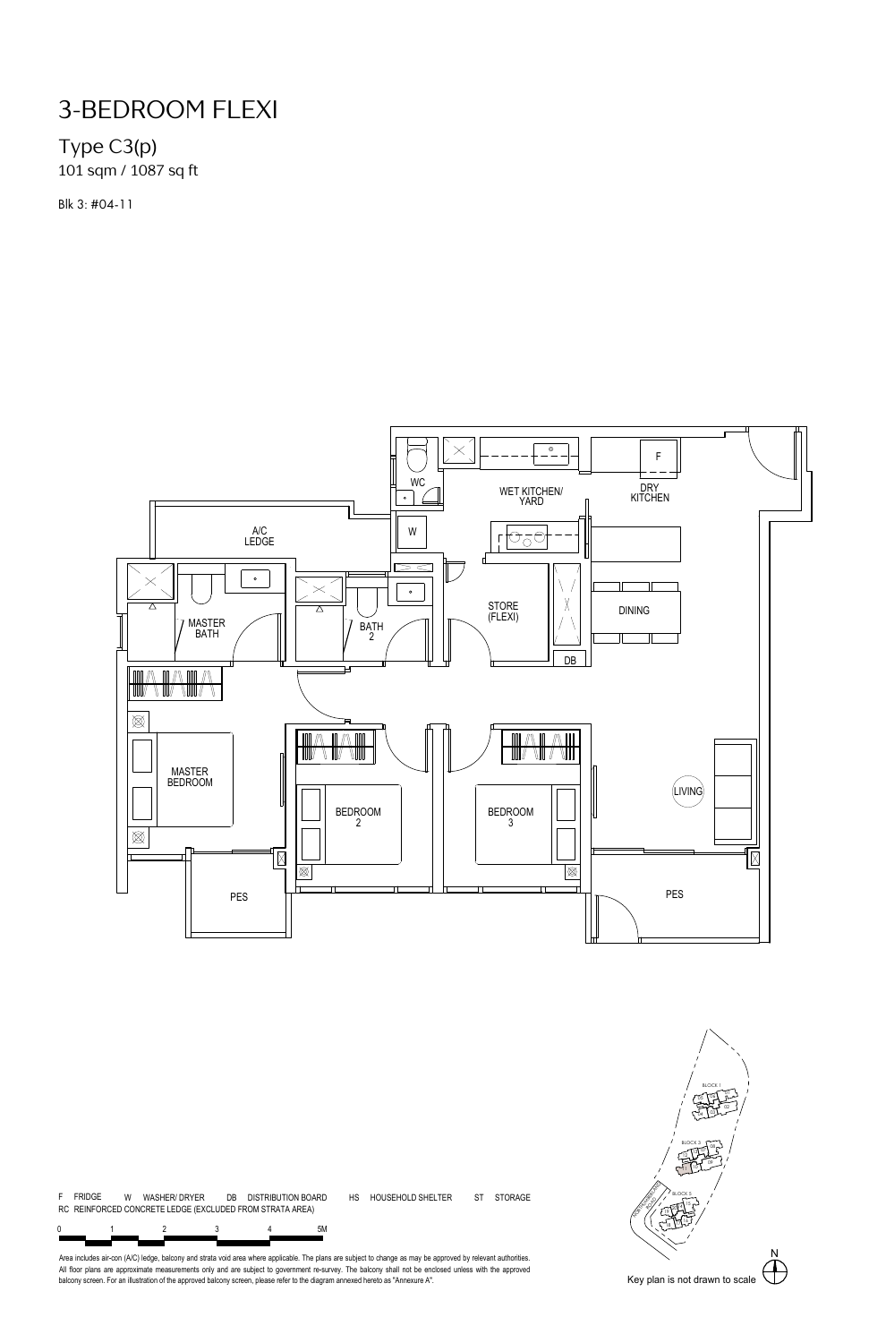# 3-BEDROOM FLEXI

## Type C3(p)

101 sqm / 1087 sq ft

Blk 3: #04-11

A/C LEDGE

WC

W

WET KITCHEN/ YARD

F

DRY KITCHEN

MASTER BATH

BATH 2

STORE (FLEXI)

DB

DINING

MASTER BEDROOM

BEDROOM 2

BEDROOM 3

LIVING

PES

PES

F FRIDGE W WASHER/ DRYER DB DISTRIBUTION BOARD HS HOUSEHOLD SHELTER ST STORAGE

RC REINFORCED CONCRETE LEDGE (EXCLUDED FROM STRATA AREA)

0 1 2 3 4 5M

Area includes air-con (A/C) ledge, balcony and strata void area where applicable. The plans are subject to change as may be approved by relevant authorities. All floor plans are approximate measurements only and are subject to government re-survey. The balcony shall not be enclosed unless with the approved balcony screen. For an illustration of the approved balcony screen, please refer to the diagram annexed hereto as "Annexure A".

BLOCK 1

BLOCK 3

BLOCK 5

N

Key plan is not drawn to scale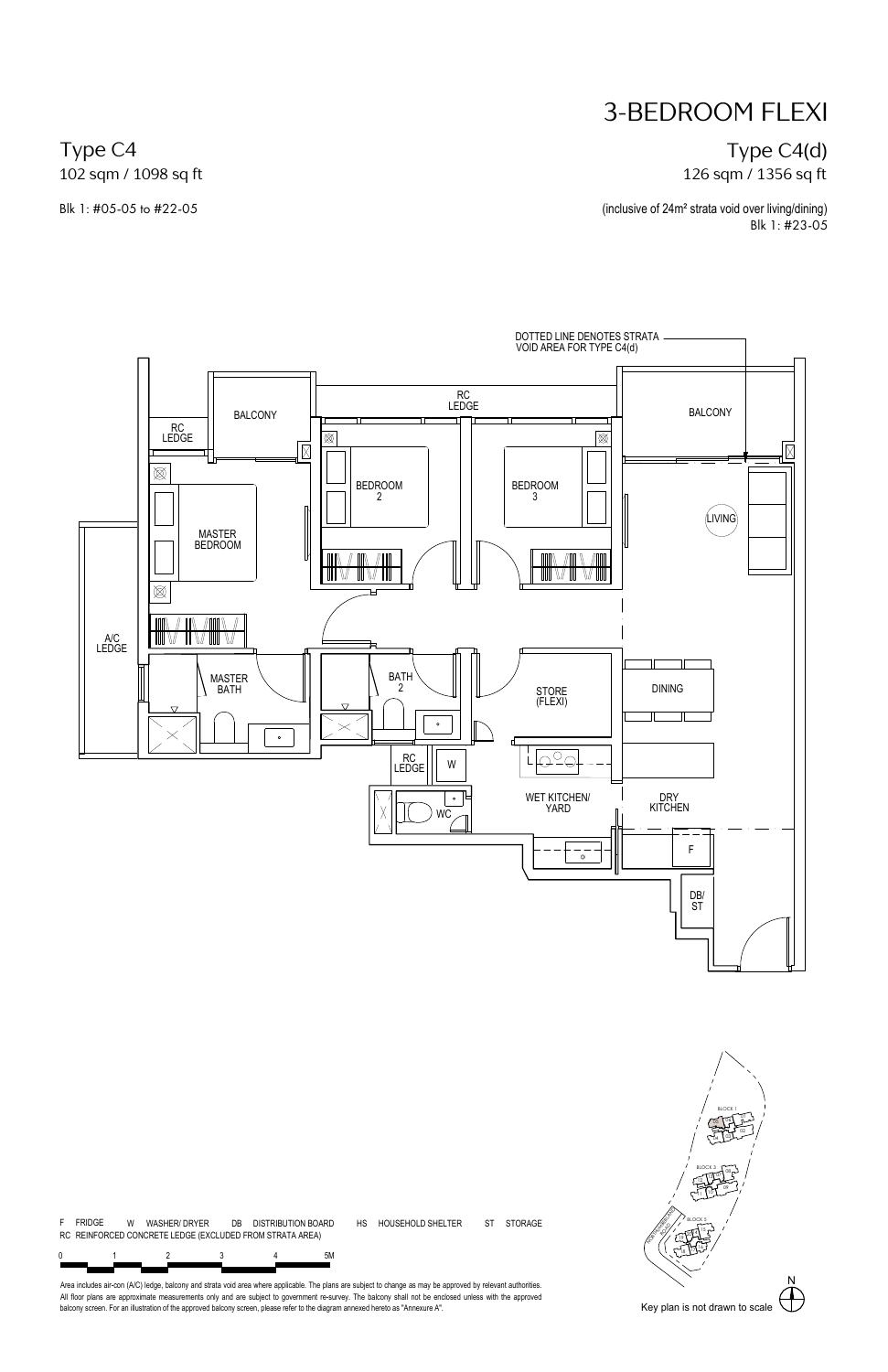# 3-BEDROOM FLEXI

**Type C4**
102 sqm / 1098 sq ft

Blk 1: #05-05 to #22-05

**Type C4(d)**
126 sqm / 1356 sq ft

(inclusive of 24m² strata void over living/dining)
Blk 1: #23-05

DOTTED LINE DENOTES STRATA VOID AREA FOR TYPE C4(d)

RC LEDGE
BALCONY
RC LEDGE
BALCONY
BEDROOM 2
BEDROOM 3
LIVING
MASTER BEDROOM
A/C LEDGE
MASTER BATH
BATH 2
STORE (FLEXI)
DINING
RC LEDGE
W
WC
WET KITCHEN/ YARD
DRY KITCHEN
F
DB/ ST

F FRIDGE W WASHER/ DRYER DB DISTRIBUTION BOARD HS HOUSEHOLD SHELTER ST STORAGE
RC REINFORCED CONCRETE LEDGE (EXCLUDED FROM STRATA AREA)

0 1 2 3 4 5M

Area includes air-con (A/C) ledge, balcony and strata void area where applicable. The plans are subject to change as may be approved by relevant authorities. All floor plans are approximate measurements only and are subject to government re-survey. The balcony shall not be enclosed unless with the approved balcony screen. For an illustration of the approved balcony screen, please refer to the diagram annexed hereto as "Annexure A".

BLOCK 1
BLOCK 3
BLOCK 2

N

Key plan is not drawn to scale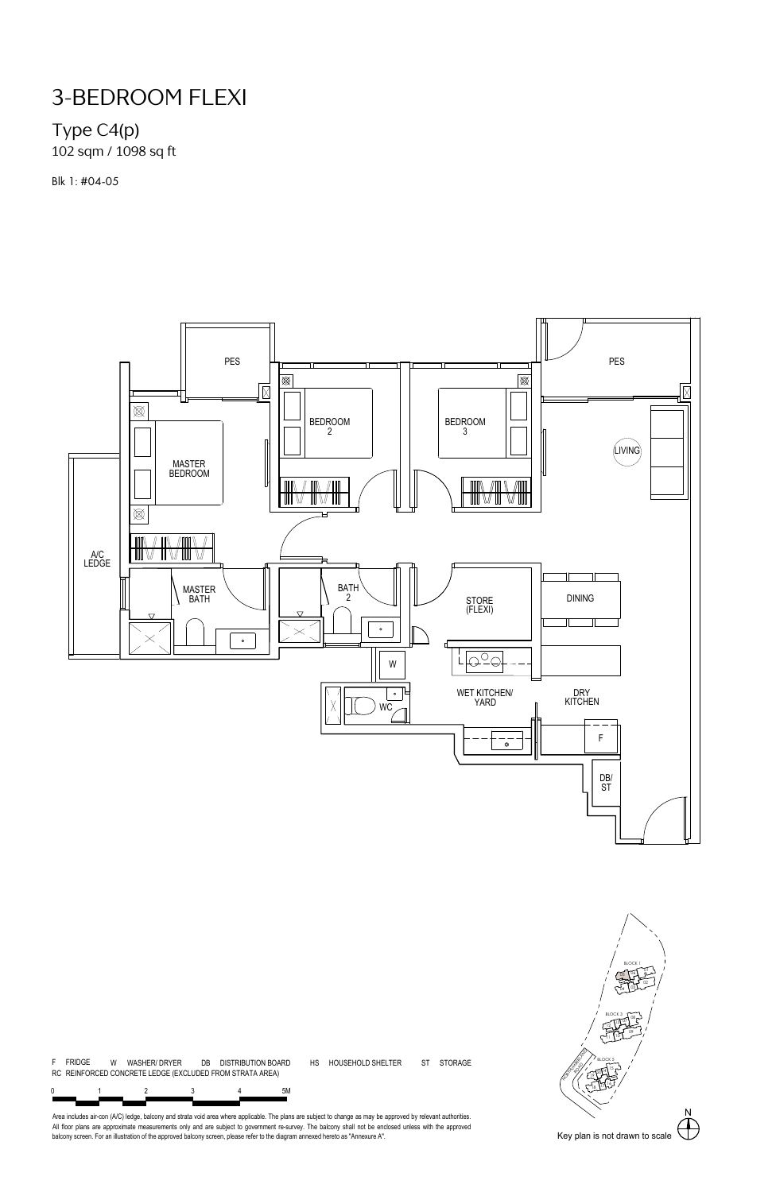# 3-BEDROOM FLEXI

## Type C4(p)

102 sqm / 1098 sq ft

Blk 1: #04-05

PES

PES

BEDROOM 2

BEDROOM 3

MASTER BEDROOM

LIVING

A/C LEDGE

MASTER BATH

BATH 2

STORE (FLEXI)

DINING

W

WC

WET KITCHEN/ YARD

DRY KITCHEN

F

DB/ ST

F FRIDGE W WASHER/ DRYER DB DISTRIBUTION BOARD HS HOUSEHOLD SHELTER ST STORAGE
RC REINFORCED CONCRETE LEDGE (EXCLUDED FROM STRATA AREA)

0 1 2 3 4 5M

Area includes air-con (A/C) ledge, balcony and strata void area where applicable. The plans are subject to change as may be approved by relevant authorities. All floor plans are approximate measurements only and are subject to government re-survey. The balcony shall not be enclosed unless with the approved balcony screen. For an illustration of the approved balcony screen, please refer to the diagram annexed hereto as "Annexure A".

BLOCK 1

BLOCK 2

BLOCK 3

N

Key plan is not drawn to scale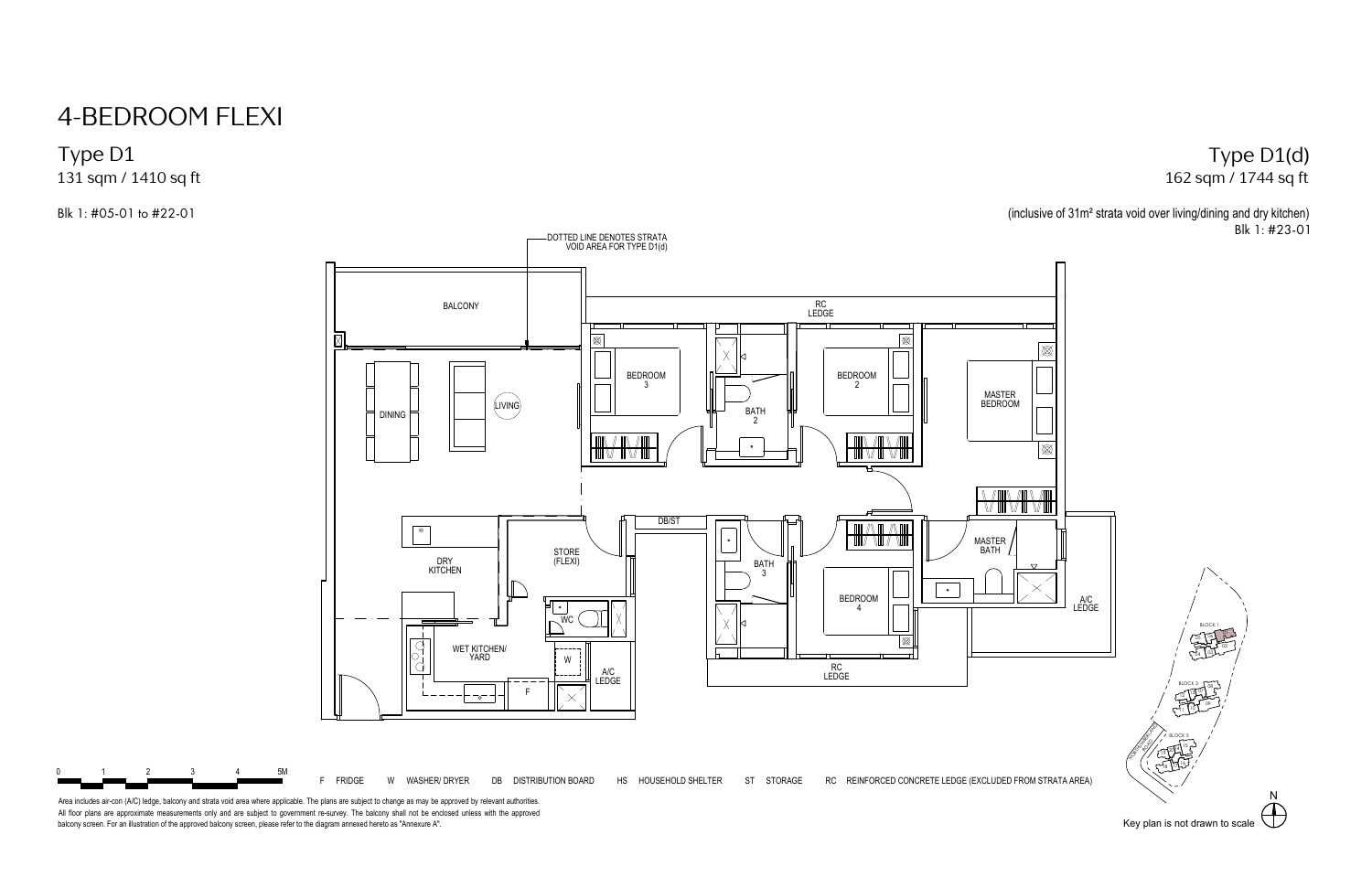# 4-BEDROOM FLEXI

## Type D1

131 sqm / 1410 sq ft

Blk 1: #05-01 to #22-01

## Type D1(d)

162 sqm / 1744 sq ft

(inclusive of 31m² strata void over living/dining and dry kitchen)

Blk 1: #23-01

DOTTED LINE DENOTES STRATA VOID AREA FOR TYPE D1(d)

BALCONY

RC LEDGE

DINING

LIVING

BEDROOM 3

BATH 2

BEDROOM 2

MASTER BEDROOM

DB/ST

DRY KITCHEN

STORE (FLEXI)

WC

BATH 3

BEDROOM 4

MASTER BATH

A/C LEDGE

WET KITCHEN/ YARD

W

F

A/C LEDGE

RC LEDGE

0 1 2 3 4 5M

F FRIDGE W WASHER/ DRYER DB DISTRIBUTION BOARD HS HOUSEHOLD SHELTER ST STORAGE RC REINFORCED CONCRETE LEDGE (EXCLUDED FROM STRATA AREA)

Area includes air-con (A/C) ledge, balcony and strata void area where applicable. The plans are subject to change as may be approved by relevant authorities. All floor plans are approximate measurements only and are subject to government re-survey. The balcony shall not be enclosed unless with the approved balcony screen. For an illustration of the approved balcony screen, please refer to the diagram annexed hereto as "Annexure A".

BLOCK 1

BLOCK 3

BLOCK 5

N

Key plan is not drawn to scale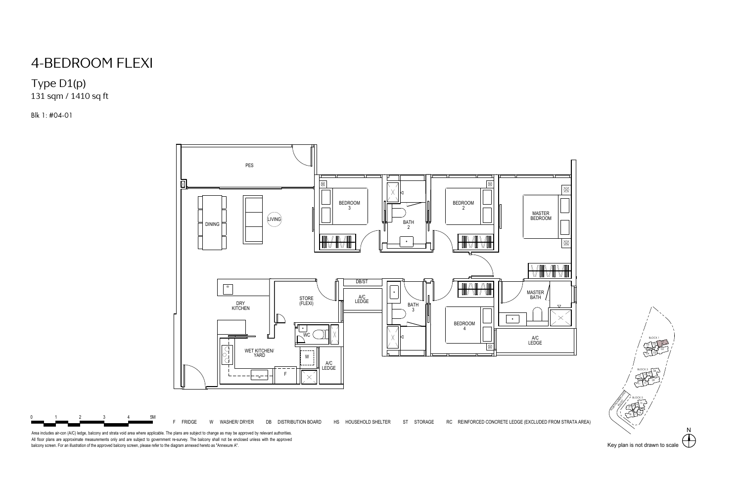# 4-BEDROOM FLEXI

## Type D1(p)

131 sqm / 1410 sq ft

Blk 1: #04-01

PES

DINING

LIVING

BEDROOM 3

BATH 2

BEDROOM 2

MASTER BEDROOM

DRY KITCHEN

STORE (FLEXI)

DB/ST

A/C LEDGE

BATH 3

BEDROOM 4

MASTER BATH

WC

WET KITCHEN/ YARD

W

F

A/C LEDGE

A/C LEDGE

0 1 2 3 4 5M

F FRIDGE W WASHER/ DRYER DB DISTRIBUTION BOARD HS HOUSEHOLD SHELTER ST STORAGE RC REINFORCED CONCRETE LEDGE (EXCLUDED FROM STRATA AREA)

Area includes air-con (A/C) ledge, balcony and strata void area where applicable. The plans are subject to change as may be approved by relevant authorities. All floor plans are approximate measurements only and are subject to government re-survey. The balcony shall not be enclosed unless with the approved balcony screen. For an illustration of the approved balcony screen, please refer to the diagram annexed hereto as "Annexure A".

BLOCK 1

BLOCK 3

BLOCK 5

N

Key plan is not drawn to scale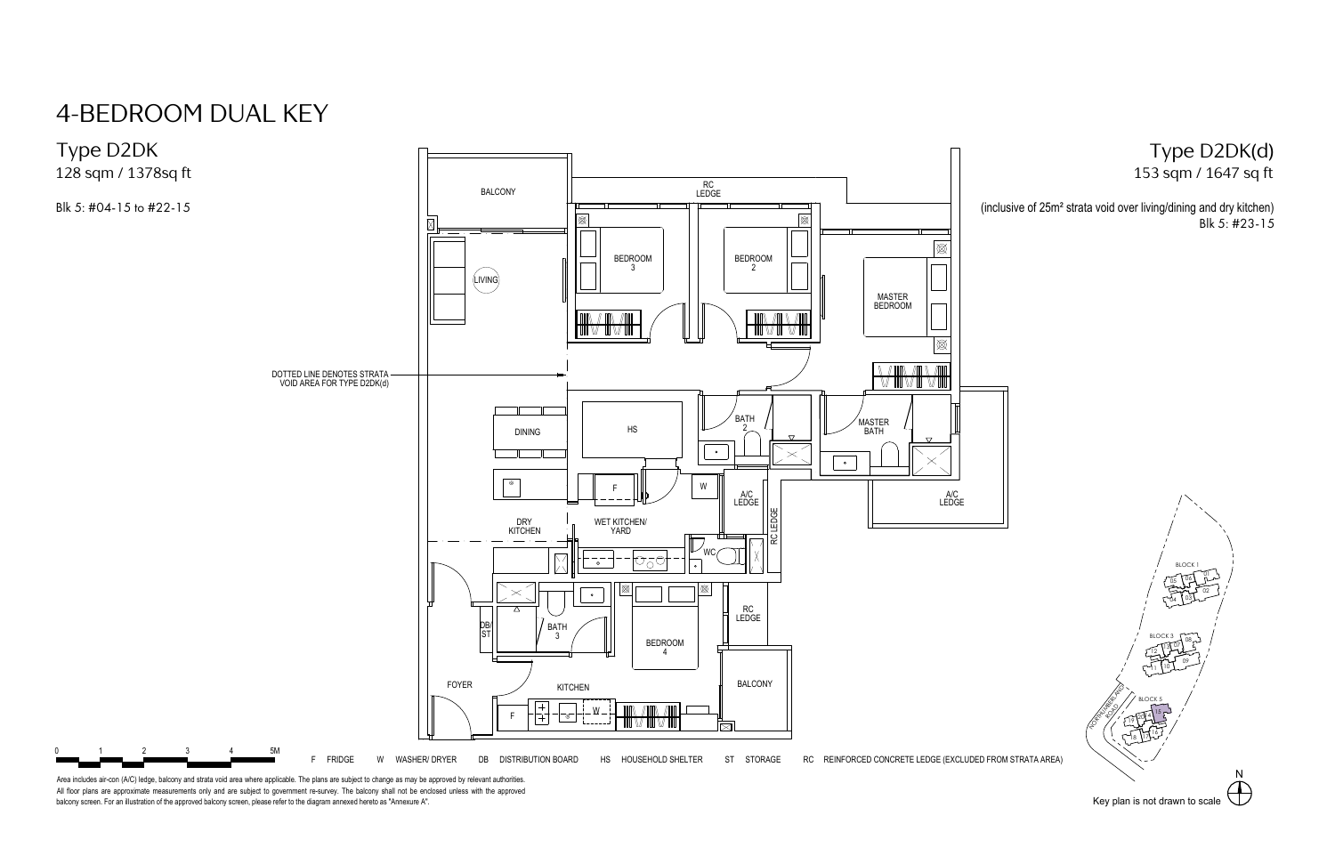# 4-BEDROOM DUAL KEY

## Type D2DK

128 sqm / 1378sq ft

Blk 5: #04-15 to #22-15

## Type D2DK(d)

153 sqm / 1647 sq ft

(inclusive of 25m² strata void over living/dining and dry kitchen)

Blk 5: #23-15

DOTTED LINE DENOTES STRATA VOID AREA FOR TYPE D2DK(d)

BALCONY, RC LEDGE, LIVING, BEDROOM 3, BEDROOM 2, MASTER BEDROOM, DINING, HS, BATH 2, MASTER BATH, A/C LEDGE, A/C LEDGE, RC LEDGE, DRY KITCHEN, WET KITCHEN/ YARD, WC, DB/ ST, BATH 3, BEDROOM 4, RC LEDGE, FOYER, KITCHEN, BALCONY

0 1 2 3 4 5M

F FRIDGE W WASHER/ DRYER DB DISTRIBUTION BOARD HS HOUSEHOLD SHELTER ST STORAGE RC REINFORCED CONCRETE LEDGE (EXCLUDED FROM STRATA AREA)

Area includes air-con (A/C) ledge, balcony and strata void area where applicable. The plans are subject to change as may be approved by relevant authorities. All floor plans are approximate measurements only and are subject to government re-survey. The balcony shall not be enclosed unless with the approved balcony screen. For an illustration of the approved balcony screen, please refer to the diagram annexed hereto as "Annexure A".

BLOCK 1, BLOCK 3, BLOCK 5, NORTHUMBERLAND ROAD

N

Key plan is not drawn to scale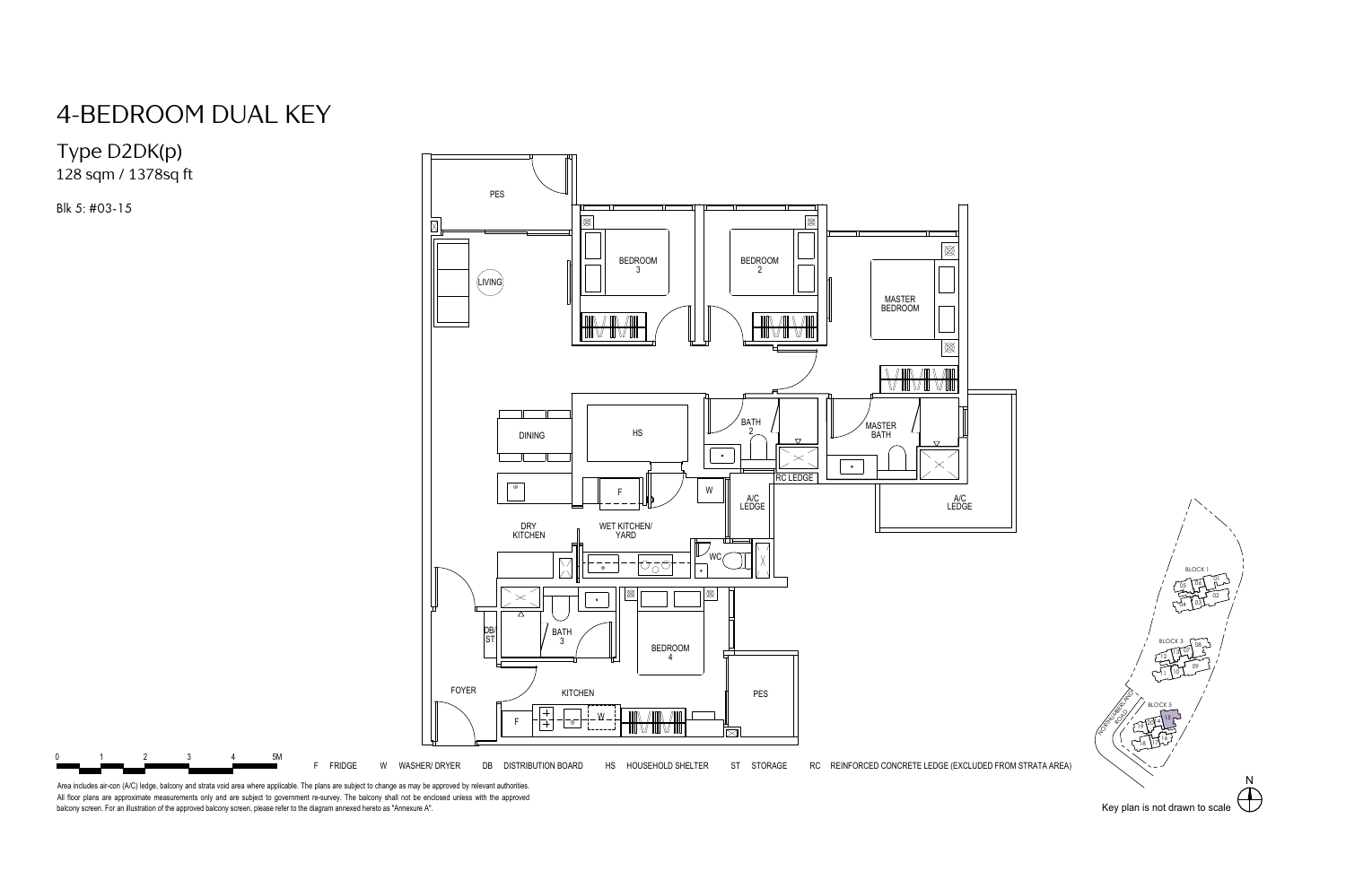# 4-BEDROOM DUAL KEY

## Type D2DK(p)

128 sqm / 1378sq ft

Blk 5: #03-15

PES

LIVING

BEDROOM 3

BEDROOM 2

MASTER BEDROOM

DINING

HS

BATH 2

MASTER BATH

RC LEDGE

A/C LEDGE

A/C LEDGE

F

W

DRY KITCHEN

WET KITCHEN/ YARD

WC

DB/ ST

BATH 3

BEDROOM 4

FOYER

KITCHEN

F

W

PES

0 1 2 3 4 5M

F FRIDGE W WASHER/ DRYER DB DISTRIBUTION BOARD HS HOUSEHOLD SHELTER ST STORAGE RC REINFORCED CONCRETE LEDGE (EXCLUDED FROM STRATA AREA)

BLOCK 1

BLOCK 3

BLOCK 5

NORTHUMBERLAND ROAD

N

Key plan is not drawn to scale

Area includes air-con (A/C) ledge, balcony and strata void area where applicable. The plans are subject to change as may be approved by relevant authorities. All floor plans are approximate measurements only and are subject to government re-survey. The balcony shall not be enclosed unless with the approved balcony screen. For an illustration of the approved balcony screen, please refer to the diagram annexed hereto as "Annexure A".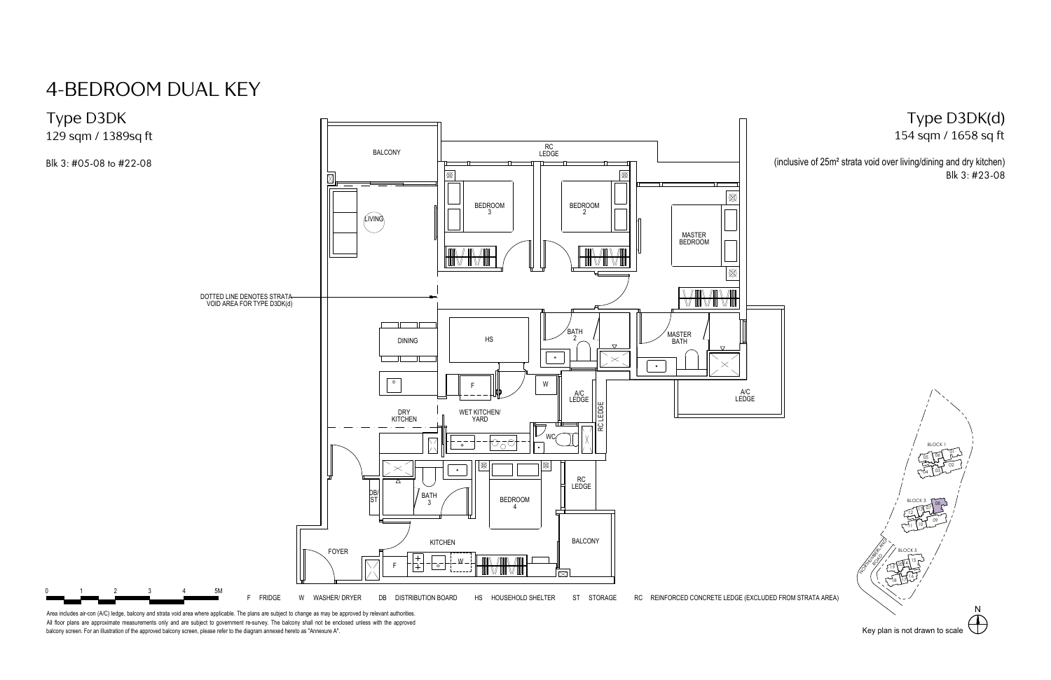# 4-BEDROOM DUAL KEY

## Type D3DK

129 sqm / 1389sq ft

Blk 3: #05-08 to #22-08

## Type D3DK(d)

154 sqm / 1658 sq ft

(inclusive of 25m² strata void over living/dining and dry kitchen)

Blk 3: #23-08

BALCONY

RC LEDGE

LIVING

BEDROOM 3

BEDROOM 2

MASTER BEDROOM

DOTTED LINE DENOTES STRATA VOID AREA FOR TYPE D3DK(d)

DINING

HS

BATH 2

MASTER BATH

F

W

A/C LEDGE

RC LEDGE

A/C LEDGE

DRY KITCHEN

WET KITCHEN/ YARD

WC

DB/ ST

BATH 3

BEDROOM 4

RC LEDGE

BALCONY

FOYER

KITCHEN

F

W

0 1 2 3 4 5M

F FRIDGE W WASHER/ DRYER DB DISTRIBUTION BOARD HS HOUSEHOLD SHELTER ST STORAGE RC REINFORCED CONCRETE LEDGE (EXCLUDED FROM STRATA AREA)

BLOCK 1

BLOCK 3

BLOCK 5

NORTHUMBERLAND ROAD

N

Key plan is not drawn to scale

Area includes air-con (A/C) ledge, balcony and strata void area where applicable. The plans are subject to change as may be approved by relevant authorities. All floor plans are approximate measurements only and are subject to government re-survey. The balcony shall not be enclosed unless with the approved balcony screen. For an illustration of the approved balcony screen, please refer to the diagram annexed hereto as "Annexure A".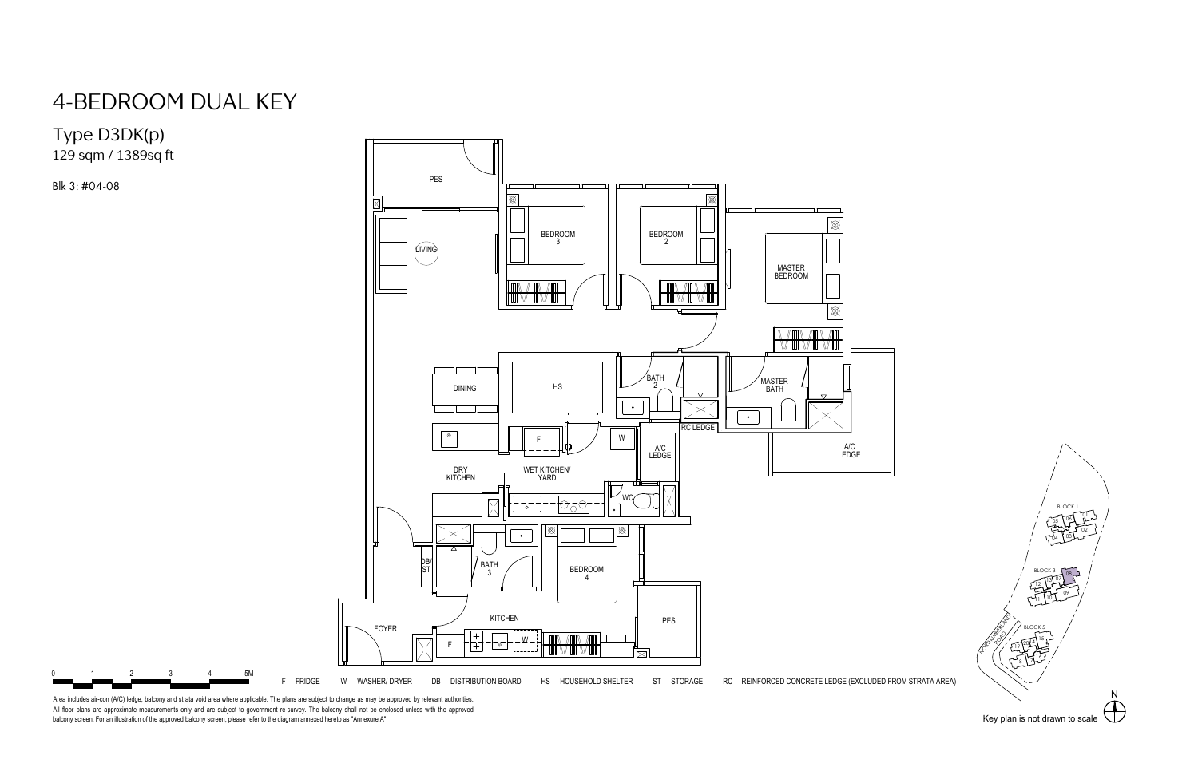# 4-BEDROOM DUAL KEY

## Type D3DK(p)

129 sqm / 1389sq ft

Blk 3: #04-08

PES

LIVING

BEDROOM 3

BEDROOM 2

MASTER BEDROOM

DINING

HS

BATH 2

MASTER BATH

F

W

RC LEDGE

A/C LEDGE

A/C LEDGE

DRY KITCHEN

WET KITCHEN/ YARD

WC

DB/ ST

BATH 3

BEDROOM 4

FOYER

KITCHEN

F

W

PES

0 1 2 3 4 5M

F FRIDGE W WASHER/ DRYER DB DISTRIBUTION BOARD HS HOUSEHOLD SHELTER ST STORAGE RC REINFORCED CONCRETE LEDGE (EXCLUDED FROM STRATA AREA)

BLOCK 1

BLOCK 3

BLOCK 5

NORTHUMBERLAND ROAD

N

Key plan is not drawn to scale

Area includes air-con (A/C) ledge, balcony and strata void area where applicable. The plans are subject to change as may be approved by relevant authorities. All floor plans are approximate measurements only and are subject to government re-survey. The balcony shall not be enclosed unless with the approved balcony screen. For an illustration of the approved balcony screen, please refer to the diagram annexed hereto as "Annexure A".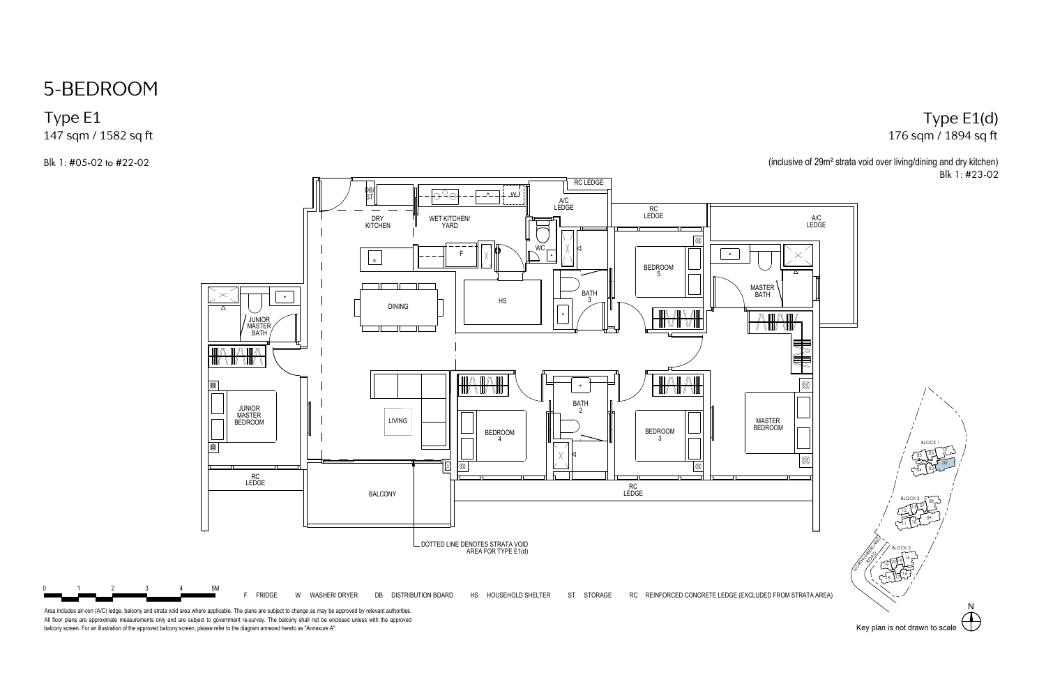# 5-BEDROOM

## Type E1

147 sqm / 1582 sq ft

Blk 1: #05-02 to #22-02

## Type E1(d)

176 sqm / 1894 sq ft

(inclusive of 29m² strata void over living/dining and dry kitchen)

Blk 1: #23-02

DB/ST
DRY KITCHEN
WET KITCHEN/ YARD
W
F
A/C LEDGE
RC LEDGE
WC
HS
DINING
BATH 3
BEDROOM 5
MASTER BATH
A/C LEDGE
JUNIOR MASTER BATH
JUNIOR MASTER BEDROOM
LIVING
BEDROOM 4
BATH 2
BEDROOM 3
MASTER BEDROOM
RC LEDGE
BALCONY
RC LEDGE

DOTTED LINE DENOTES STRATA VOID AREA FOR TYPE E1(d)

BLOCK 1
BLOCK 3
BLOCK 5
NORTHUMBERLAND ROAD
N

0 1 2 3 4 5M

F FRIDGE W WASHER/ DRYER DB DISTRIBUTION BOARD HS HOUSEHOLD SHELTER ST STORAGE RC REINFORCED CONCRETE LEDGE (EXCLUDED FROM STRATA AREA)

Area includes air-con (A/C) ledge, balcony and strata void area where applicable. The plans are subject to change as may be approved by relevant authorities. All floor plans are approximate measurements only and are subject to government re-survey. The balcony shall not be enclosed unless with the approved balcony screen. For an illustration of the approved balcony screen, please refer to the diagram annexed hereto as "Annexure A".

Key plan is not drawn to scale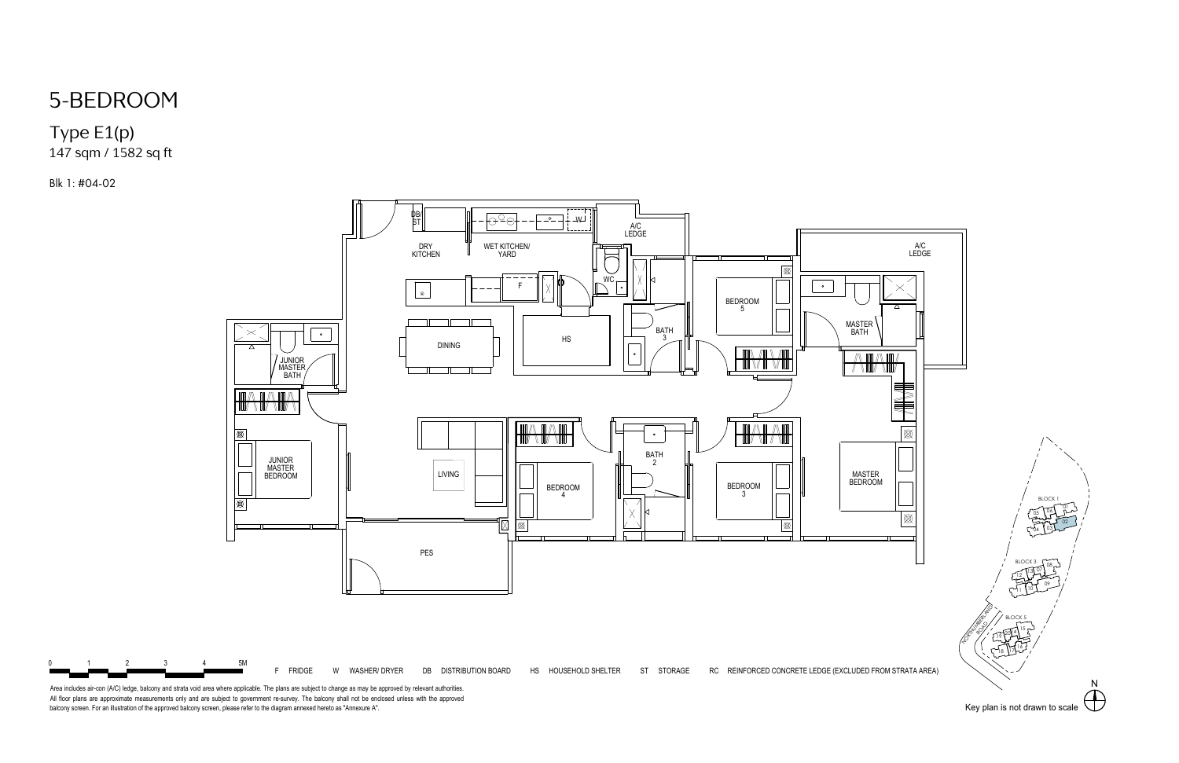# 5-BEDROOM

## Type E1(p)

147 sqm / 1582 sq ft

Blk 1: #04-02

DB/ST

DRY KITCHEN

WET KITCHEN/ YARD

W

F

A/C LEDGE

WC

HS

DINING

BATH 3

BEDROOM 5

A/C LEDGE

MASTER BATH

JUNIOR MASTER BATH

JUNIOR MASTER BEDROOM

LIVING

BEDROOM 4

BATH 2

BEDROOM 3

MASTER BEDROOM

PES

0 1 2 3 4 5M

F FRIDGE W WASHER/ DRYER DB DISTRIBUTION BOARD HS HOUSEHOLD SHELTER ST STORAGE RC REINFORCED CONCRETE LEDGE (EXCLUDED FROM STRATA AREA)

BLOCK 1 05 06 04 03 02

BLOCK 3 08 12 07 11 10 09

BLOCK 5

NORTHUMBERLAND ROAD

N

Area includes air-con (A/C) ledge, balcony and strata void area where applicable. The plans are subject to change as may be approved by relevant authorities. All floor plans are approximate measurements only and are subject to government re-survey. The balcony shall not be enclosed unless with the approved balcony screen. For an illustration of the approved balcony screen, please refer to the diagram annexed hereto as "Annexure A".

Key plan is not drawn to scale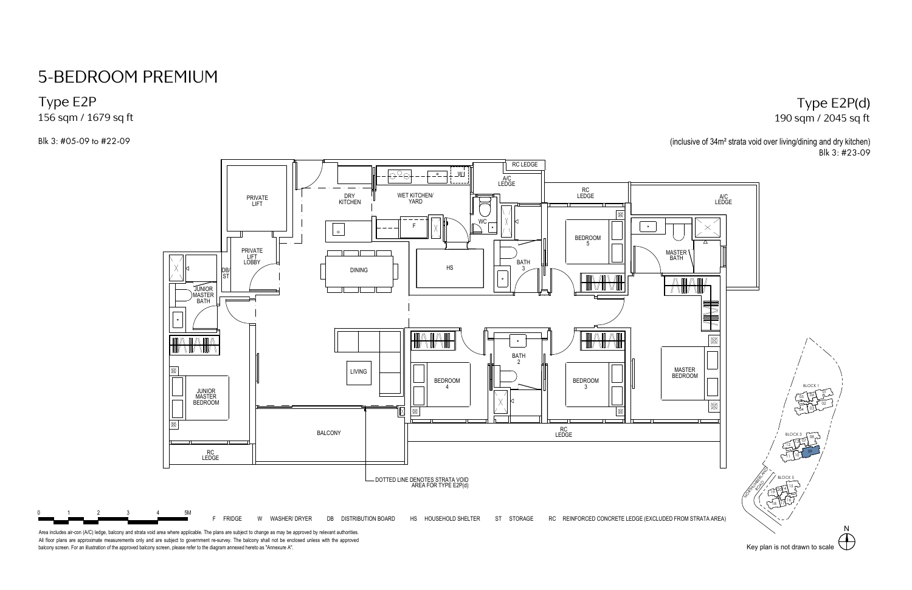# 5-BEDROOM PREMIUM

## Type E2P

156 sqm / 1679 sq ft

Blk 3: #05-09 to #22-09

## Type E2P(d)

190 sqm / 2045 sq ft

(inclusive of 34m² strata void over living/dining and dry kitchen)

Blk 3: #23-09

PRIVATE LIFT
DRY KITCHEN
WET KITCHEN/ YARD
W
F
A/C LEDGE
RC LEDGE
WC
PRIVATE LIFT LOBBY
DB/ ST
DINING
HS
BATH 3
RC LEDGE
BEDROOM 5
A/C LEDGE
MASTER BATH
JUNIOR MASTER BATH
LIVING
BEDROOM 4
BATH 2
BEDROOM 3
MASTER BEDROOM
JUNIOR MASTER BEDROOM
BALCONY
RC LEDGE
RC LEDGE

DOTTED LINE DENOTES STRATA VOID AREA FOR TYPE E2P(d)

0 1 2 3 4 5M

F FRIDGE W WASHER/ DRYER DB DISTRIBUTION BOARD HS HOUSEHOLD SHELTER ST STORAGE RC REINFORCED CONCRETE LEDGE (EXCLUDED FROM STRATA AREA)

BLOCK 1
BLOCK 3
BLOCK 5
NORTHUMBERLAND ROAD
N

Key plan is not drawn to scale

Area includes air-con (A/C) ledge, balcony and strata void area where applicable. The plans are subject to change as may be approved by relevant authorities. All floor plans are approximate measurements only and are subject to government re-survey. The balcony shall not be enclosed unless with the approved balcony screen. For an illustration of the approved balcony screen, please refer to the diagram annexed hereto as "Annexure A".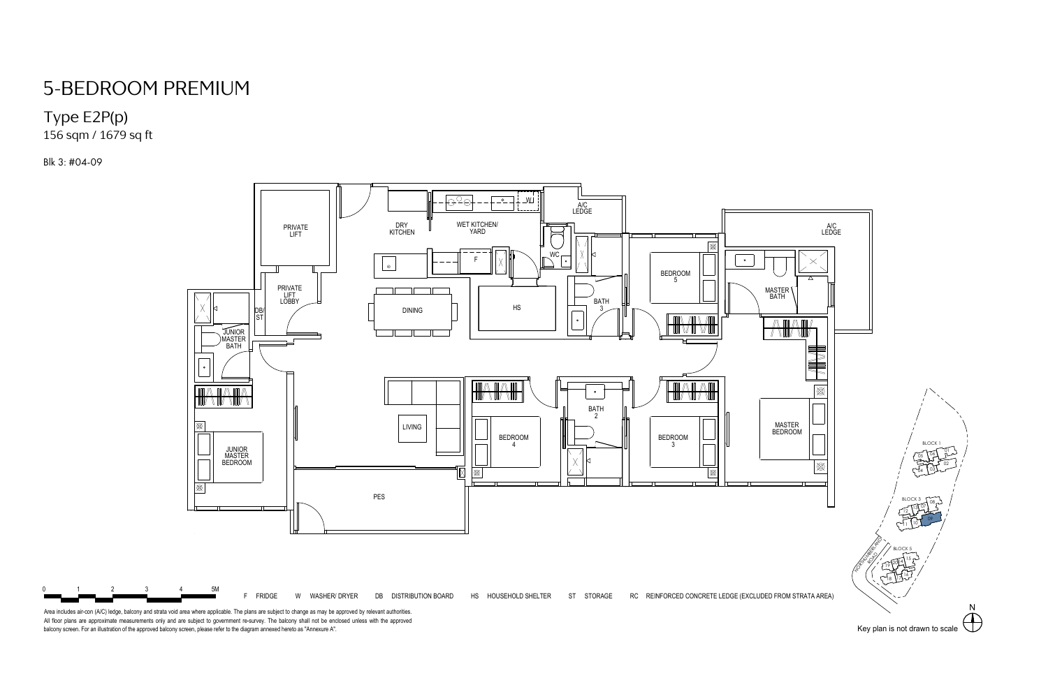# 5-BEDROOM PREMIUM

## Type E2P(p)

156 sqm / 1679 sq ft

Blk 3: #04-09

PRIVATE LIFT

PRIVATE LIFT LOBBY

DB/ ST

DRY KITCHEN

WET KITCHEN/ YARD

W

F

A/C LEDGE

WC

HS

DINING

BATH 3

BEDROOM 5

A/C LEDGE

MASTER BATH

JUNIOR MASTER BATH

JUNIOR MASTER BEDROOM

LIVING

BEDROOM 4

BATH 2

BEDROOM 3

MASTER BEDROOM

PES

0 1 2 3 4 5M

F FRIDGE W WASHER/ DRYER DB DISTRIBUTION BOARD HS HOUSEHOLD SHELTER ST STORAGE RC REINFORCED CONCRETE LEDGE (EXCLUDED FROM STRATA AREA)

Area includes air-con (A/C) ledge, balcony and strata void area where applicable. The plans are subject to change as may be approved by relevant authorities. All floor plans are approximate measurements only and are subject to government re-survey. The balcony shall not be enclosed unless with the approved balcony screen. For an illustration of the approved balcony screen, please refer to the diagram annexed hereto as "Annexure A".

BLOCK 1

BLOCK 3

BLOCK 5

NORTHUMBERLAND ROAD

N

Key plan is not drawn to scale